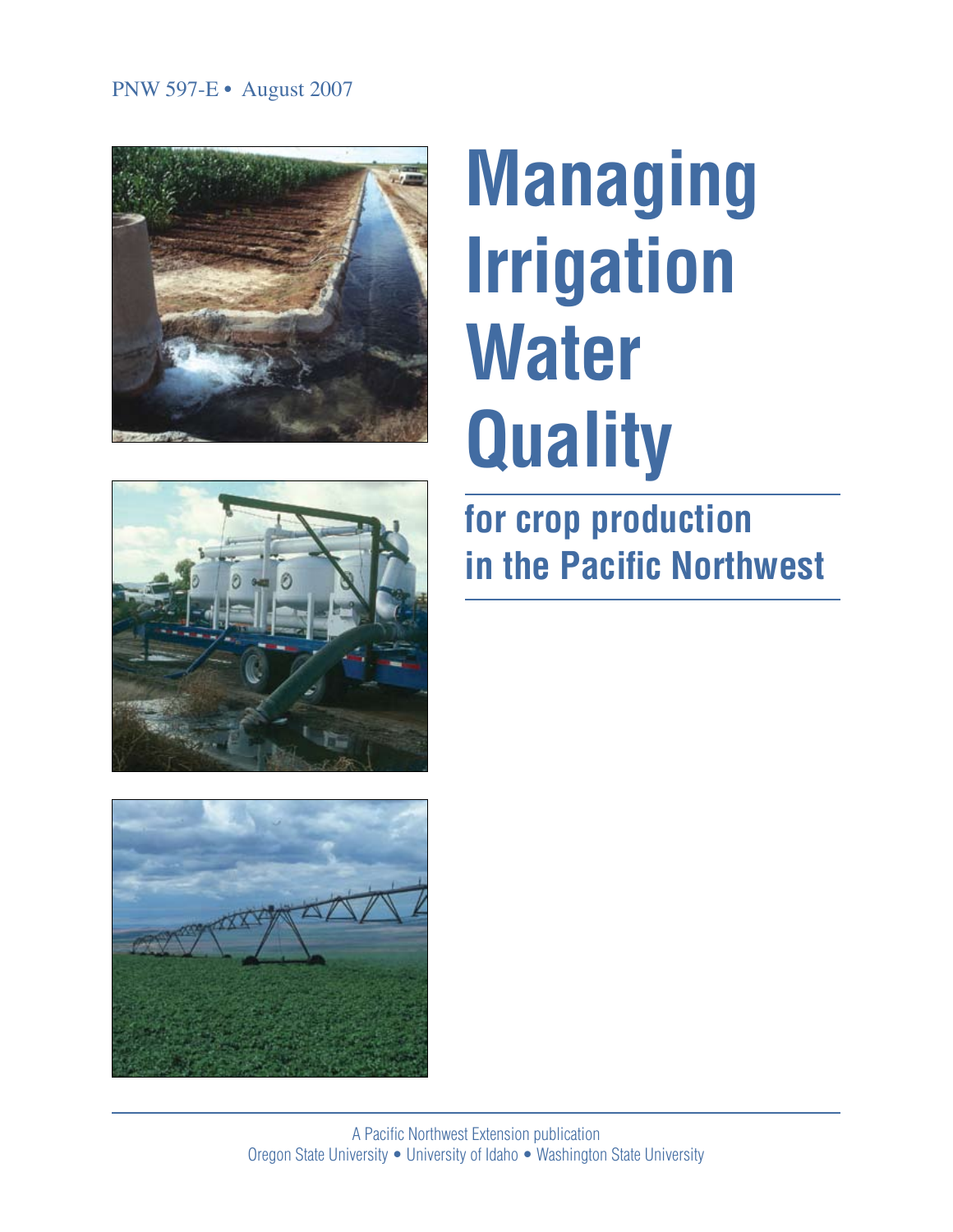PNW 597-E • August 2007

# Managing Irrigation Water Quality

## for crop production in the Pacific Northwest

A Pacific Northwest Extension publication
Oregon State University • University of Idaho • Washington State University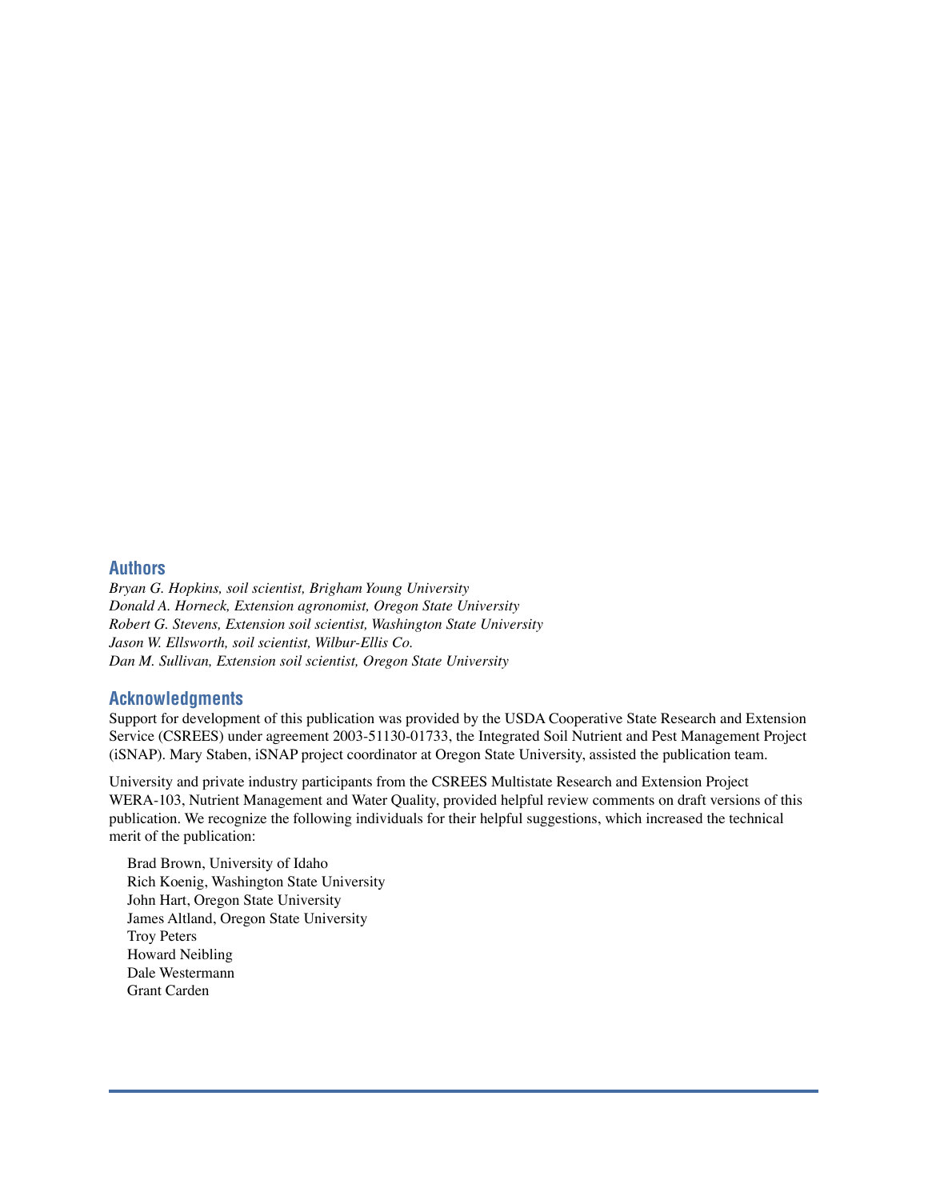## Authors

*Bryan G. Hopkins, soil scientist, Brigham Young University*
*Donald A. Horneck, Extension agronomist, Oregon State University*
*Robert G. Stevens, Extension soil scientist, Washington State University*
*Jason W. Ellsworth, soil scientist, Wilbur-Ellis Co.*
*Dan M. Sullivan, Extension soil scientist, Oregon State University*

## Acknowledgments

Support for development of this publication was provided by the USDA Cooperative State Research and Extension Service (CSREES) under agreement 2003-51130-01733, the Integrated Soil Nutrient and Pest Management Project (iSNAP). Mary Staben, iSNAP project coordinator at Oregon State University, assisted the publication team.

University and private industry participants from the CSREES Multistate Research and Extension Project WERA-103, Nutrient Management and Water Quality, provided helpful review comments on draft versions of this publication. We recognize the following individuals for their helpful suggestions, which increased the technical merit of the publication:

Brad Brown, University of Idaho
Rich Koenig, Washington State University
John Hart, Oregon State University
James Altland, Oregon State University
Troy Peters
Howard Neibling
Dale Westermann
Grant Carden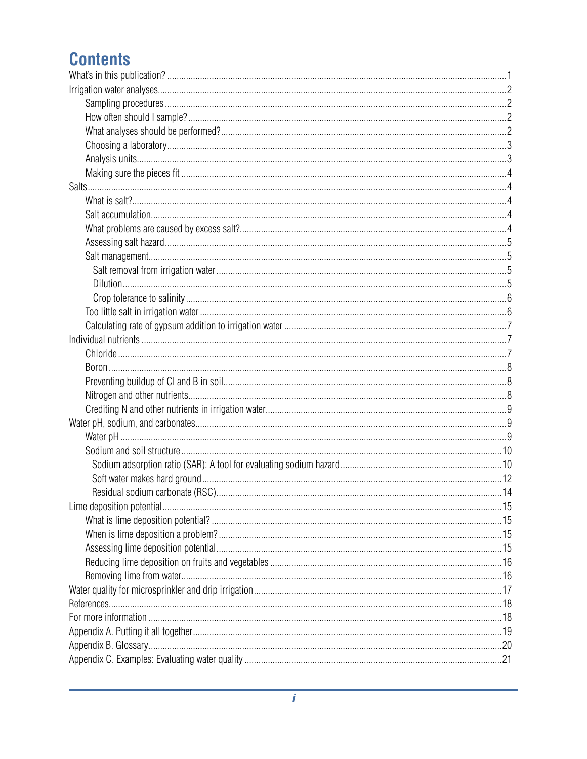# Contents

What's in this publication? ..... 1

Irrigation water analyses ..... 2

- Sampling procedures ..... 2
- How often should I sample? ..... 2
- What analyses should be performed? ..... 2
- Choosing a laboratory ..... 3
- Analysis units ..... 3
- Making sure the pieces fit ..... 4

Salts ..... 4

- What is salt? ..... 4
- Salt accumulation ..... 4
- What problems are caused by excess salt? ..... 4
- Assessing salt hazard ..... 5
- Salt management ..... 5
  - Salt removal from irrigation water ..... 5
  - Dilution ..... 5
  - Crop tolerance to salinity ..... 6
- Too little salt in irrigation water ..... 6
- Calculating rate of gypsum addition to irrigation water ..... 7

Individual nutrients ..... 7

- Chloride ..... 7
- Boron ..... 8
- Preventing buildup of Cl and B in soil ..... 8
- Nitrogen and other nutrients ..... 8
- Crediting N and other nutrients in irrigation water ..... 9

Water pH, sodium, and carbonates ..... 9

- Water pH ..... 9
- Sodium and soil structure ..... 10
  - Sodium adsorption ratio (SAR): A tool for evaluating sodium hazard ..... 10
  - Soft water makes hard ground ..... 12
  - Residual sodium carbonate (RSC) ..... 14

Lime deposition potential ..... 15

- What is lime deposition potential? ..... 15
- When is lime deposition a problem? ..... 15
- Assessing lime deposition potential ..... 15
- Reducing lime deposition on fruits and vegetables ..... 16
- Removing lime from water ..... 16

Water quality for microsprinkler and drip irrigation ..... 17

References ..... 18

For more information ..... 18

Appendix A. Putting it all together ..... 19

Appendix B. Glossary ..... 20

Appendix C. Examples: Evaluating water quality ..... 21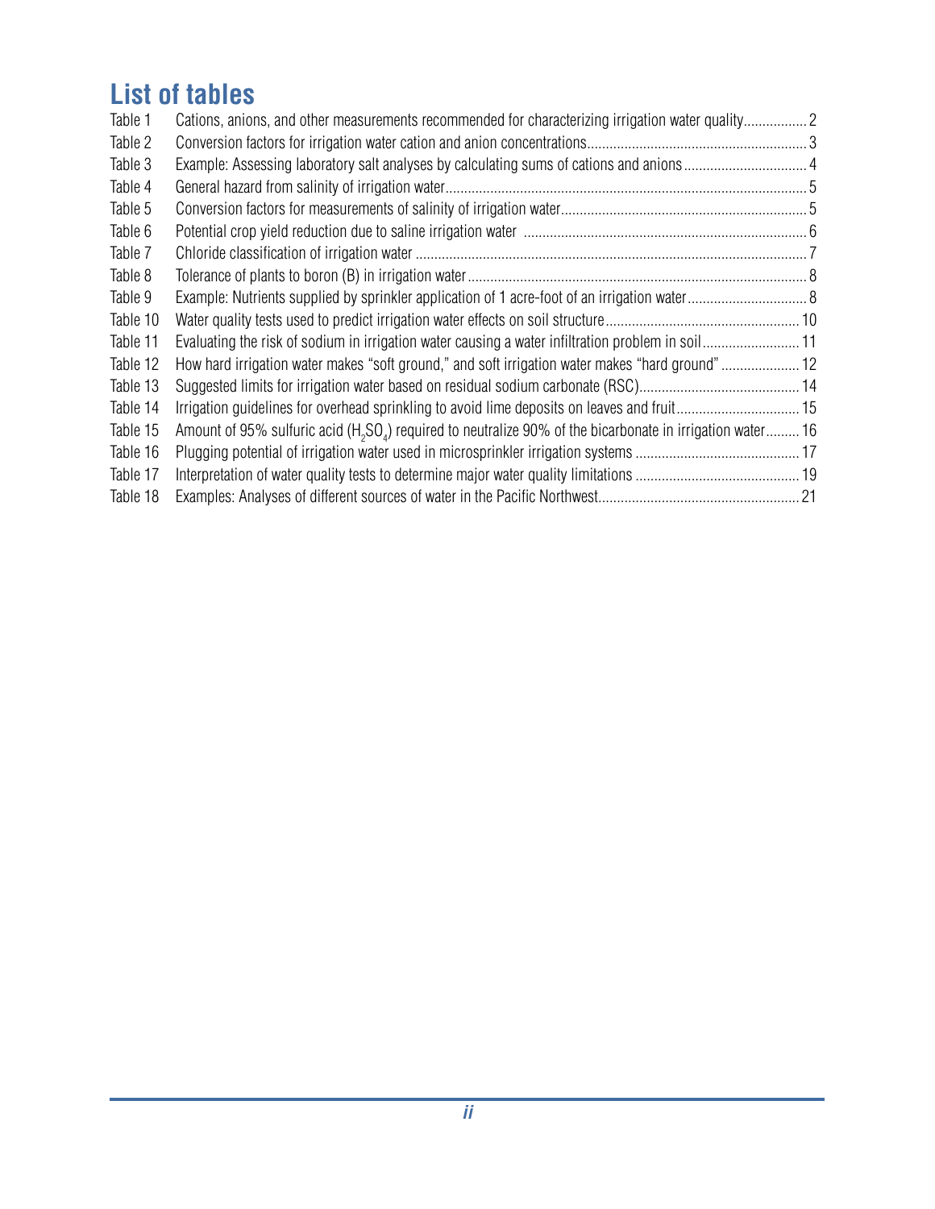## List of tables

| | | |
|---|---|---|
| Table 1 | Cations, anions, and other measurements recommended for characterizing irrigation water quality | 2 |
| Table 2 | Conversion factors for irrigation water cation and anion concentrations | 3 |
| Table 3 | Example: Assessing laboratory salt analyses by calculating sums of cations and anions | 4 |
| Table 4 | General hazard from salinity of irrigation water | 5 |
| Table 5 | Conversion factors for measurements of salinity of irrigation water | 5 |
| Table 6 | Potential crop yield reduction due to saline irrigation water | 6 |
| Table 7 | Chloride classification of irrigation water | 7 |
| Table 8 | Tolerance of plants to boron (B) in irrigation water | 8 |
| Table 9 | Example: Nutrients supplied by sprinkler application of 1 acre-foot of an irrigation water | 8 |
| Table 10 | Water quality tests used to predict irrigation water effects on soil structure | 10 |
| Table 11 | Evaluating the risk of sodium in irrigation water causing a water infiltration problem in soil | 11 |
| Table 12 | How hard irrigation water makes "soft ground," and soft irrigation water makes "hard ground" | 12 |
| Table 13 | Suggested limits for irrigation water based on residual sodium carbonate (RSC) | 14 |
| Table 14 | Irrigation guidelines for overhead sprinkling to avoid lime deposits on leaves and fruit | 15 |
| Table 15 | Amount of 95% sulfuric acid ($H_2SO_4$) required to neutralize 90% of the bicarbonate in irrigation water | 16 |
| Table 16 | Plugging potential of irrigation water used in microsprinkler irrigation systems | 17 |
| Table 17 | Interpretation of water quality tests to determine major water quality limitations | 19 |
| Table 18 | Examples: Analyses of different sources of water in the Pacific Northwest | 21 |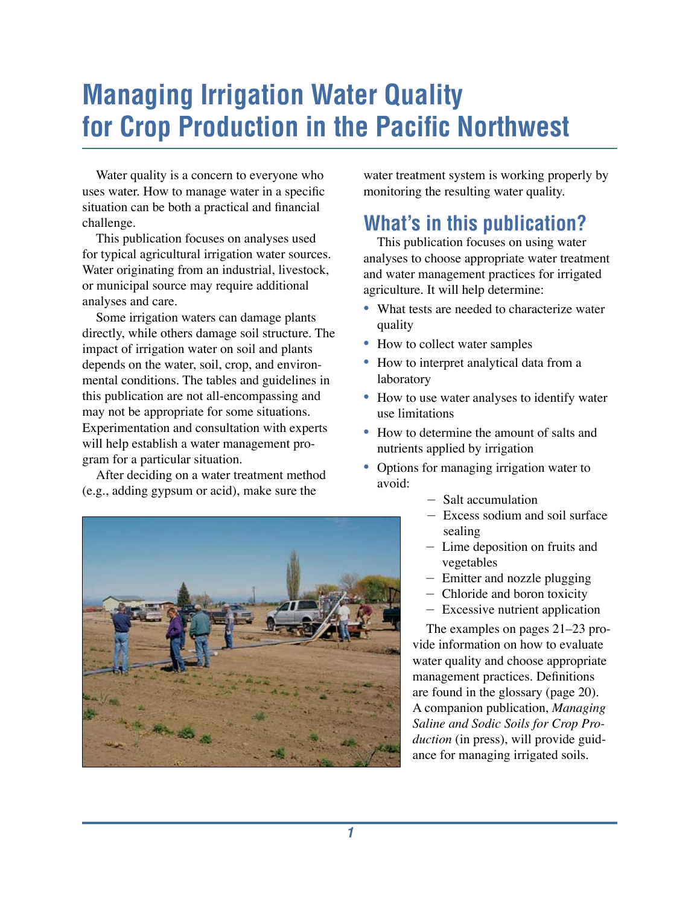# Managing Irrigation Water Quality for Crop Production in the Pacific Northwest

Water quality is a concern to everyone who uses water. How to manage water in a specific situation can be both a practical and financial challenge.

This publication focuses on analyses used for typical agricultural irrigation water sources. Water originating from an industrial, livestock, or municipal source may require additional analyses and care.

Some irrigation waters can damage plants directly, while others damage soil structure. The impact of irrigation water on soil and plants depends on the water, soil, crop, and environmental conditions. The tables and guidelines in this publication are not all-encompassing and may not be appropriate for some situations. Experimentation and consultation with experts will help establish a water management program for a particular situation.

After deciding on a water treatment method (e.g., adding gypsum or acid), make sure the water treatment system is working properly by monitoring the resulting water quality.

## What's in this publication?

This publication focuses on using water analyses to choose appropriate water treatment and water management practices for irrigated agriculture. It will help determine:

- What tests are needed to characterize water quality
- How to collect water samples
- How to interpret analytical data from a laboratory
- How to use water analyses to identify water use limitations
- How to determine the amount of salts and nutrients applied by irrigation
- Options for managing irrigation water to avoid:
  - Salt accumulation
  - Excess sodium and soil surface sealing
  - Lime deposition on fruits and vegetables
  - Emitter and nozzle plugging
  - Chloride and boron toxicity
  - Excessive nutrient application

The examples on pages 21–23 provide information on how to evaluate water quality and choose appropriate management practices. Definitions are found in the glossary (page 20). A companion publication, *Managing Saline and Sodic Soils for Crop Production* (in press), will provide guidance for managing irrigated soils.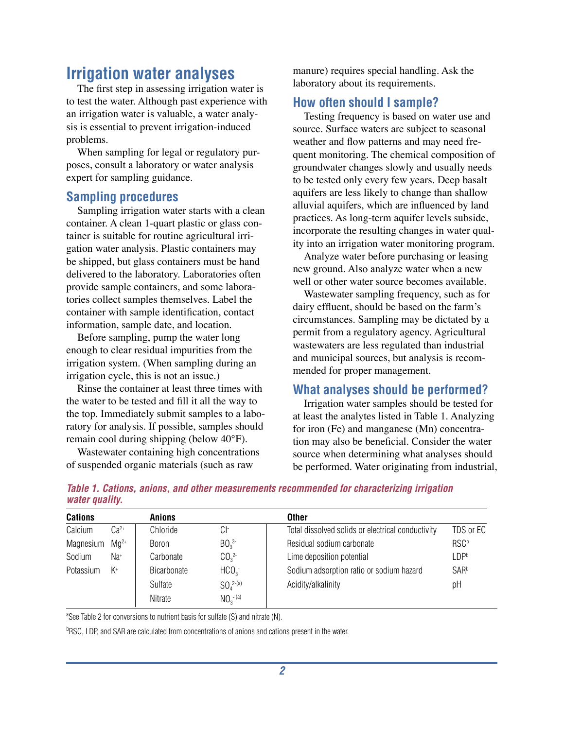## Irrigation water analyses

The first step in assessing irrigation water is to test the water. Although past experience with an irrigation water is valuable, a water analysis is essential to prevent irrigation-induced problems.

When sampling for legal or regulatory purposes, consult a laboratory or water analysis expert for sampling guidance.

### Sampling procedures

Sampling irrigation water starts with a clean container. A clean 1-quart plastic or glass container is suitable for routine agricultural irrigation water analysis. Plastic containers may be shipped, but glass containers must be hand delivered to the laboratory. Laboratories often provide sample containers, and some laboratories collect samples themselves. Label the container with sample identification, contact information, sample date, and location.

Before sampling, pump the water long enough to clear residual impurities from the irrigation system. (When sampling during an irrigation cycle, this is not an issue.)

Rinse the container at least three times with the water to be tested and fill it all the way to the top. Immediately submit samples to a laboratory for analysis. If possible, samples should remain cool during shipping (below 40°F).

Wastewater containing high concentrations of suspended organic materials (such as raw manure) requires special handling. Ask the laboratory about its requirements.

### How often should I sample?

Testing frequency is based on water use and source. Surface waters are subject to seasonal weather and flow patterns and may need frequent monitoring. The chemical composition of groundwater changes slowly and usually needs to be tested only every few years. Deep basalt aquifers are less likely to change than shallow alluvial aquifers, which are influenced by land practices. As long-term aquifer levels subside, incorporate the resulting changes in water quality into an irrigation water monitoring program.

Analyze water before purchasing or leasing new ground. Also analyze water when a new well or other water source becomes available.

Wastewater sampling frequency, such as for dairy effluent, should be based on the farm's circumstances. Sampling may be dictated by a permit from a regulatory agency. Agricultural wastewaters are less regulated than industrial and municipal sources, but analysis is recommended for proper management.

### What analyses should be performed?

Irrigation water samples should be tested for at least the analytes listed in Table 1. Analyzing for iron (Fe) and manganese (Mn) concentration may also be beneficial. Consider the water source when determining what analyses should be performed. Water originating from industrial,

***Table 1. Cations, anions, and other measurements recommended for characterizing irrigation water quality.***

| **Cations** | | **Anions** | | **Other** | |
|---|---|---|---|---|---|
| Calcium | $Ca^{2+}$ | Chloride | $Cl^{-}$ | Total dissolved solids or electrical conductivity | TDS or EC |
| Magnesium | $Mg^{2+}$ | Boron | $BO_3^{3-}$ | Residual sodium carbonate | RSC[b] |
| Sodium | $Na^{+}$ | Carbonate | $CO_3^{2-}$ | Lime deposition potential | LDP[b] |
| Potassium | $K^{+}$ | Bicarbonate | $HCO_3^{-}$ | Sodium adsorption ratio or sodium hazard | SAR[b] |
| | | Sulfate | $SO_4^{2-}$[a] | Acidity/alkalinity | pH |
| | | Nitrate | $NO_3^{-}$[a] | | |

[a]See Table 2 for conversions to nutrient basis for sulfate (S) and nitrate (N).

[b]RSC, LDP, and SAR are calculated from concentrations of anions and cations present in the water.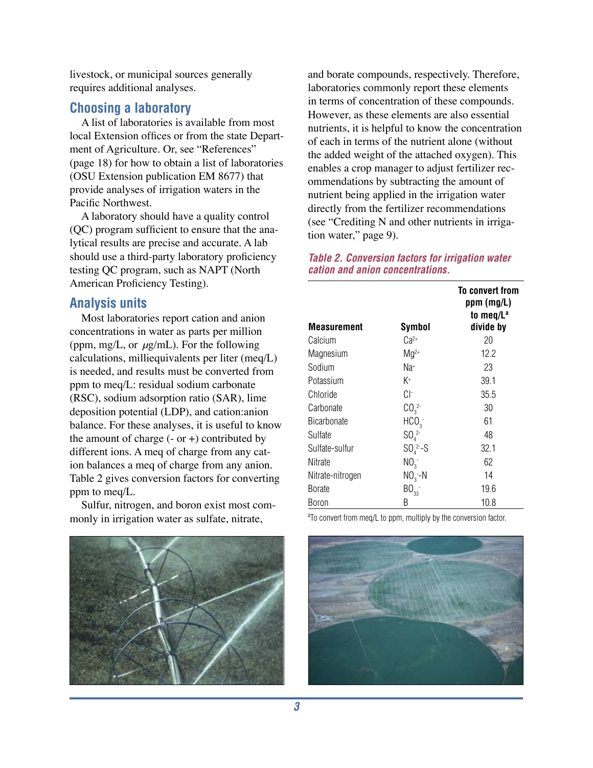livestock, or municipal sources generally requires additional analyses.

## Choosing a laboratory

A list of laboratories is available from most local Extension offices or from the state Department of Agriculture. Or, see "References" (page 18) for how to obtain a list of laboratories (OSU Extension publication EM 8677) that provide analyses of irrigation waters in the Pacific Northwest.

A laboratory should have a quality control (QC) program sufficient to ensure that the analytical results are precise and accurate. A lab should use a third-party laboratory proficiency testing QC program, such as NAPT (North American Proficiency Testing).

## Analysis units

Most laboratories report cation and anion concentrations in water as parts per million (ppm, mg/L, or $\mu$g/mL). For the following calculations, milliequivalents per liter (meq/L) is needed, and results must be converted from ppm to meq/L: residual sodium carbonate (RSC), sodium adsorption ratio (SAR), lime deposition potential (LDP), and cation:anion balance. For these analyses, it is useful to know the amount of charge (- or +) contributed by different ions. A meq of charge from any cation balances a meq of charge from any anion. Table 2 gives conversion factors for converting ppm to meq/L.

Sulfur, nitrogen, and boron exist most commonly in irrigation water as sulfate, nitrate, and borate compounds, respectively. Therefore, laboratories commonly report these elements in terms of concentration of these compounds. However, as these elements are also essential nutrients, it is helpful to know the concentration of each in terms of the nutrient alone (without the added weight of the attached oxygen). This enables a crop manager to adjust fertilizer recommendations by subtracting the amount of nutrient being applied in the irrigation water directly from the fertilizer recommendations (see "Crediting N and other nutrients in irrigation water," page 9).

***Table 2. Conversion factors for irrigation water cation and anion concentrations.***

| Measurement | Symbol | To convert from ppm (mg/L) to meq/L[a] divide by |
|---|---|---|
| Calcium | $Ca^{2+}$ | 20 |
| Magnesium | $Mg^{2+}$ | 12.2 |
| Sodium | $Na^{+}$ | 23 |
| Potassium | $K^{+}$ | 39.1 |
| Chloride | $Cl^{-}$ | 35.5 |
| Carbonate | $CO_3^{2-}$ | 30 |
| Bicarbonate | $HCO_3^{-}$ | 61 |
| Sulfate | $SO_4^{2-}$ | 48 |
| Sulfate-sulfur | $SO_4^{2-}$-S | 32.1 |
| Nitrate | $NO_3^{-}$ | 62 |
| Nitrate-nitrogen | $NO_3^{-}$-N | 14 |
| Borate | $BO_{33}^{-}$ | 19.6 |
| Boron | B | 10.8 |

[a]To convert from meq/L to ppm, multiply by the conversion factor.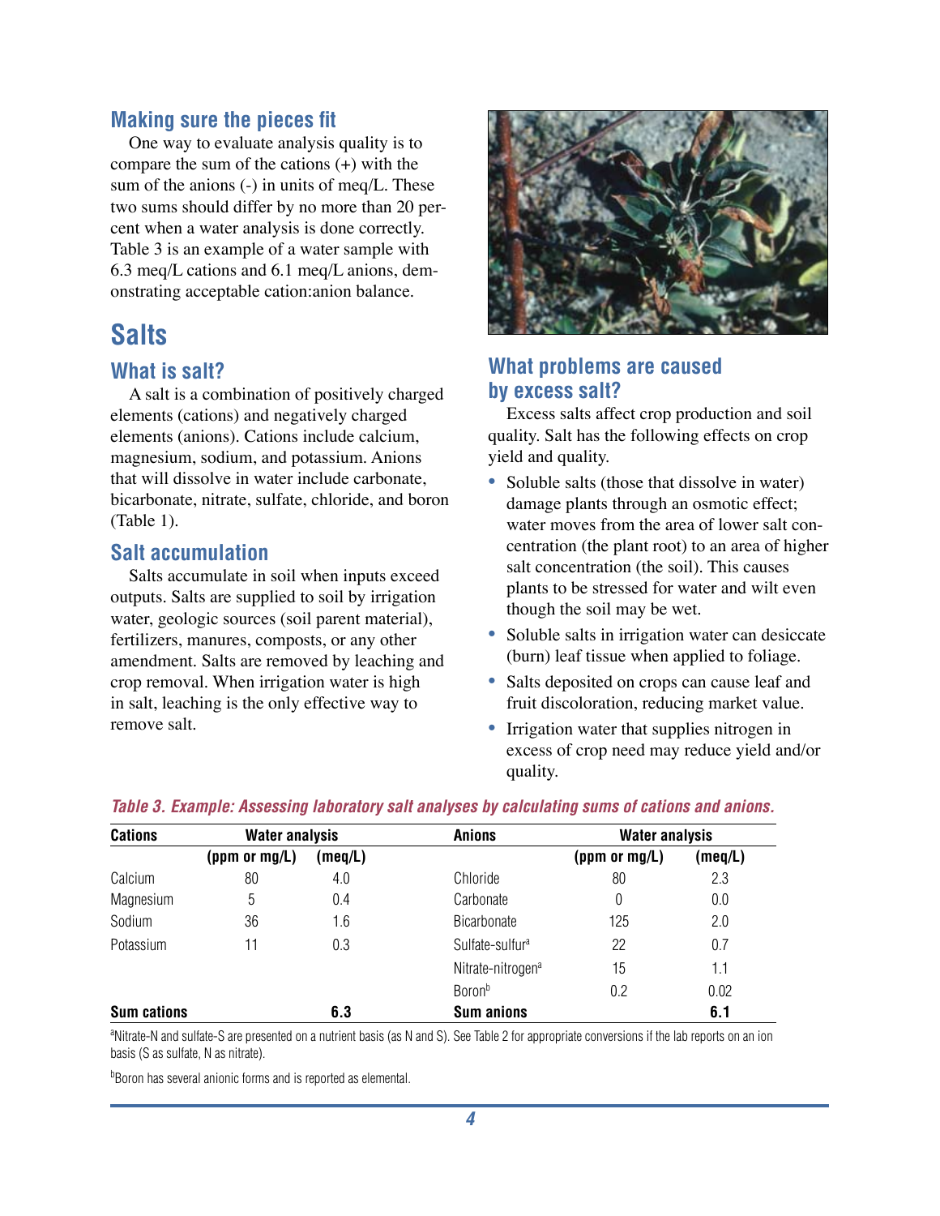## Making sure the pieces fit

One way to evaluate analysis quality is to compare the sum of the cations (+) with the sum of the anions (-) in units of meq/L. These two sums should differ by no more than 20 percent when a water analysis is done correctly. Table 3 is an example of a water sample with 6.3 meq/L cations and 6.1 meq/L anions, demonstrating acceptable cation:anion balance.

# Salts

## What is salt?

A salt is a combination of positively charged elements (cations) and negatively charged elements (anions). Cations include calcium, magnesium, sodium, and potassium. Anions that will dissolve in water include carbonate, bicarbonate, nitrate, sulfate, chloride, and boron (Table 1).

## Salt accumulation

Salts accumulate in soil when inputs exceed outputs. Salts are supplied to soil by irrigation water, geologic sources (soil parent material), fertilizers, manures, composts, or any other amendment. Salts are removed by leaching and crop removal. When irrigation water is high in salt, leaching is the only effective way to remove salt.

## What problems are caused by excess salt?

Excess salts affect crop production and soil quality. Salt has the following effects on crop yield and quality.

- Soluble salts (those that dissolve in water) damage plants through an osmotic effect; water moves from the area of lower salt concentration (the plant root) to an area of higher salt concentration (the soil). This causes plants to be stressed for water and wilt even though the soil may be wet.
- Soluble salts in irrigation water can desiccate (burn) leaf tissue when applied to foliage.
- Salts deposited on crops can cause leaf and fruit discoloration, reducing market value.
- Irrigation water that supplies nitrogen in excess of crop need may reduce yield and/or quality.

*Table 3. Example: Assessing laboratory salt analyses by calculating sums of cations and anions.*

| Cations | Water analysis | | Anions | Water analysis | |
|---|---|---|---|---|---|
| | (ppm or mg/L) | (meq/L) | | (ppm or mg/L) | (meq/L) |
| Calcium | 80 | 4.0 | Chloride | 80 | 2.3 |
| Magnesium | 5 | 0.4 | Carbonate | 0 | 0.0 |
| Sodium | 36 | 1.6 | Bicarbonate | 125 | 2.0 |
| Potassium | 11 | 0.3 | Sulfate-sulfur[a] | 22 | 0.7 |
| | | | Nitrate-nitrogen[a] | 15 | 1.1 |
| | | | Boron[b] | 0.2 | 0.02 |
| **Sum cations** | | **6.3** | **Sum anions** | | **6.1** |

[a]Nitrate-N and sulfate-S are presented on a nutrient basis (as N and S). See Table 2 for appropriate conversions if the lab reports on an ion basis (S as sulfate, N as nitrate).

[b]Boron has several anionic forms and is reported as elemental.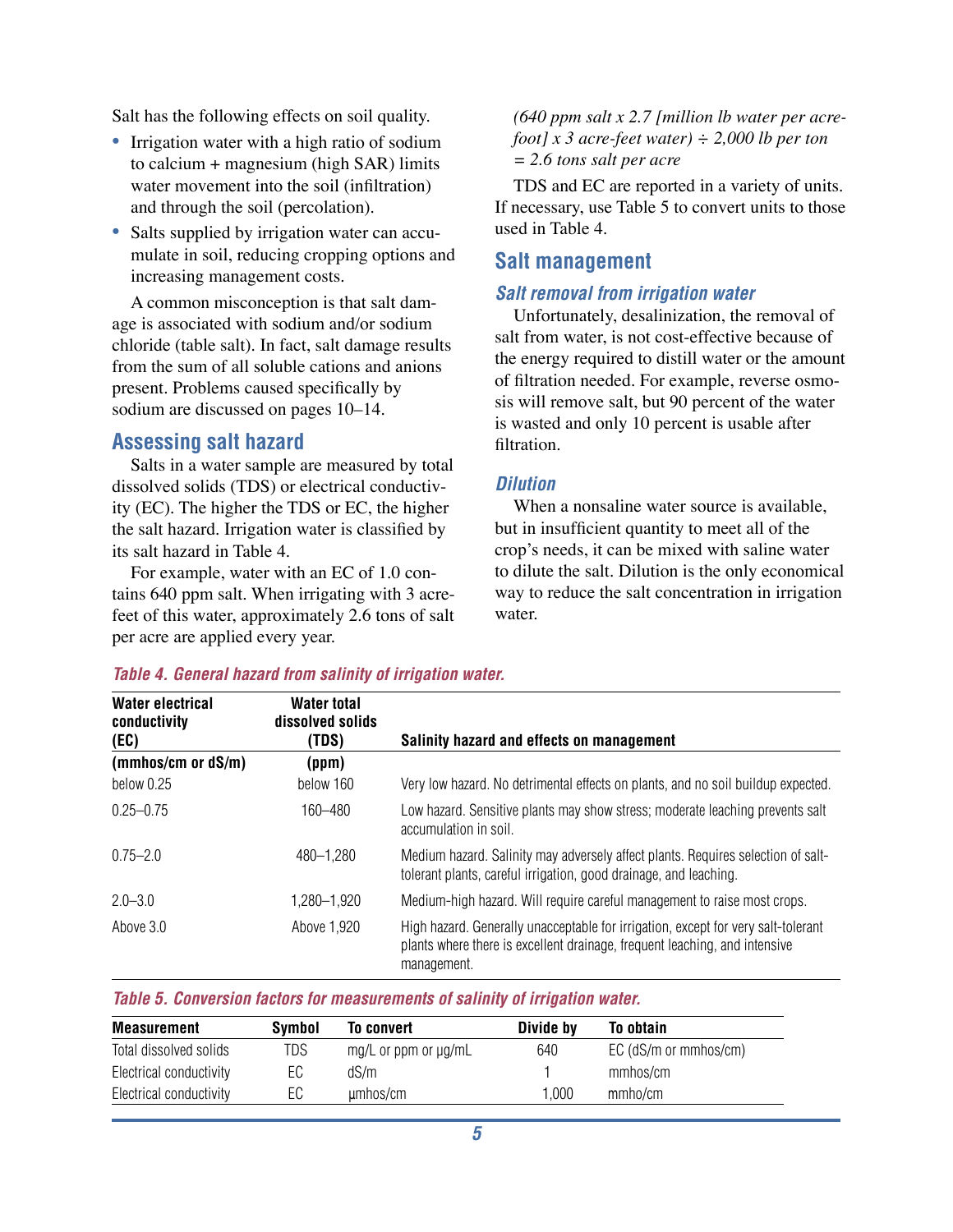Salt has the following effects on soil quality.

- Irrigation water with a high ratio of sodium to calcium + magnesium (high SAR) limits water movement into the soil (infiltration) and through the soil (percolation).
- Salts supplied by irrigation water can accumulate in soil, reducing cropping options and increasing management costs.

A common misconception is that salt damage is associated with sodium and/or sodium chloride (table salt). In fact, salt damage results from the sum of all soluble cations and anions present. Problems caused specifically by sodium are discussed on pages 10–14.

## Assessing salt hazard

Salts in a water sample are measured by total dissolved solids (TDS) or electrical conductivity (EC). The higher the TDS or EC, the higher the salt hazard. Irrigation water is classified by its salt hazard in Table 4.

For example, water with an EC of 1.0 contains 640 ppm salt. When irrigating with 3 acre-feet of this water, approximately 2.6 tons of salt per acre are applied every year.

*(640 ppm salt x 2.7 [million lb water per acre-foot] x 3 acre-feet water) ÷ 2,000 lb per ton = 2.6 tons salt per acre*

TDS and EC are reported in a variety of units. If necessary, use Table 5 to convert units to those used in Table 4.

## Salt management

### Salt removal from irrigation water

Unfortunately, desalinization, the removal of salt from water, is not cost-effective because of the energy required to distill water or the amount of filtration needed. For example, reverse osmosis will remove salt, but 90 percent of the water is wasted and only 10 percent is usable after filtration.

### Dilution

When a nonsaline water source is available, but in insufficient quantity to meet all of the crop's needs, it can be mixed with saline water to dilute the salt. Dilution is the only economical way to reduce the salt concentration in irrigation water.

*Table 4. General hazard from salinity of irrigation water.*

| Water electrical conductivity (EC) | Water total dissolved solids (TDS) | Salinity hazard and effects on management |
|---|---|---|
| (mmhos/cm or dS/m) | (ppm) | |
| below 0.25 | below 160 | Very low hazard. No detrimental effects on plants, and no soil buildup expected. |
| 0.25–0.75 | 160–480 | Low hazard. Sensitive plants may show stress; moderate leaching prevents salt accumulation in soil. |
| 0.75–2.0 | 480–1,280 | Medium hazard. Salinity may adversely affect plants. Requires selection of salt-tolerant plants, careful irrigation, good drainage, and leaching. |
| 2.0–3.0 | 1,280–1,920 | Medium-high hazard. Will require careful management to raise most crops. |
| Above 3.0 | Above 1,920 | High hazard. Generally unacceptable for irrigation, except for very salt-tolerant plants where there is excellent drainage, frequent leaching, and intensive management. |

*Table 5. Conversion factors for measurements of salinity of irrigation water.*

| Measurement | Symbol | To convert | Divide by | To obtain |
|---|---|---|---|---|
| Total dissolved solids | TDS | mg/L or ppm or µg/mL | 640 | EC (dS/m or mmhos/cm) |
| Electrical conductivity | EC | dS/m | 1 | mmhos/cm |
| Electrical conductivity | EC | µmhos/cm | 1,000 | mmho/cm |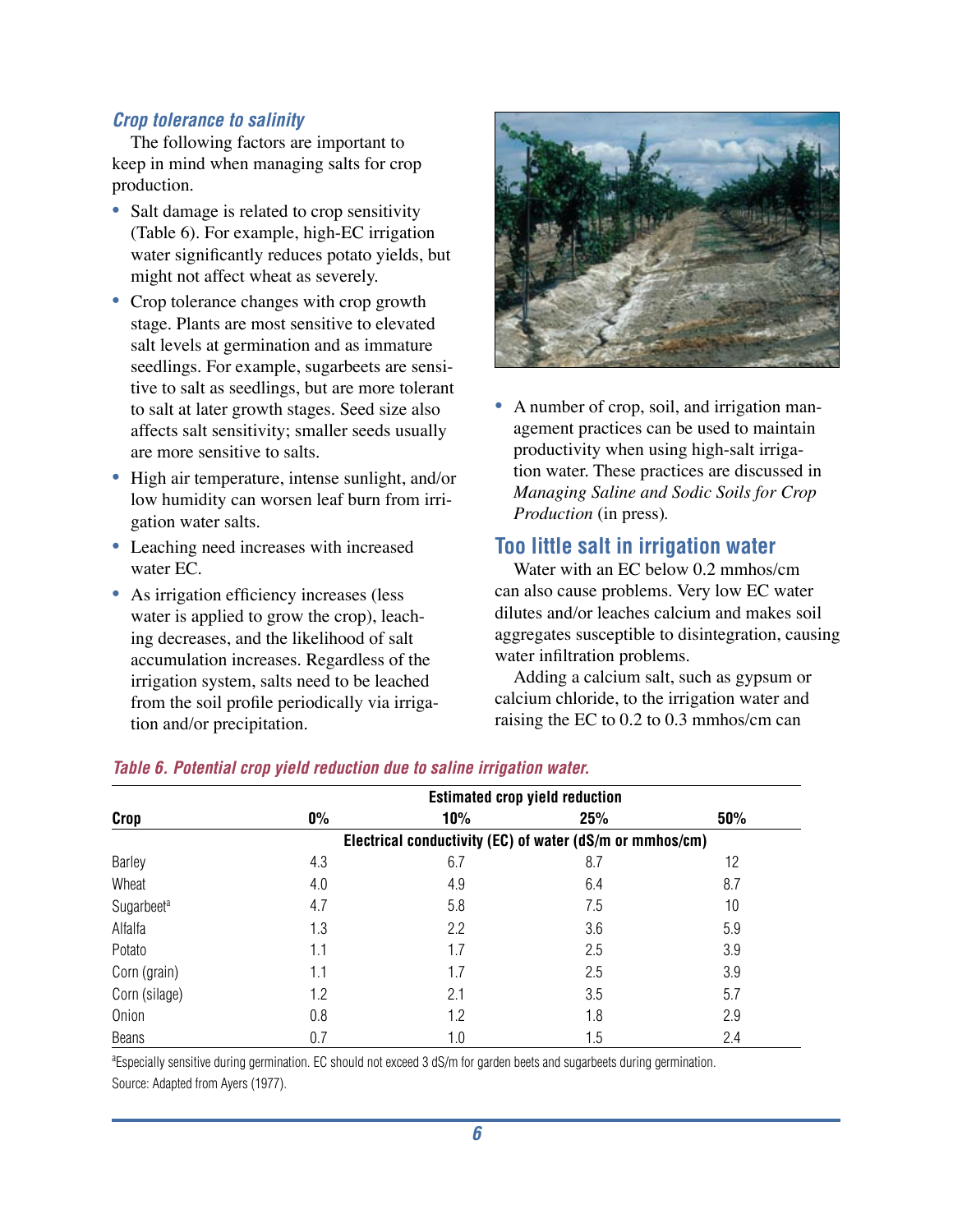### *Crop tolerance to salinity*

The following factors are important to keep in mind when managing salts for crop production.

- Salt damage is related to crop sensitivity (Table 6). For example, high-EC irrigation water significantly reduces potato yields, but might not affect wheat as severely.
- Crop tolerance changes with crop growth stage. Plants are most sensitive to elevated salt levels at germination and as immature seedlings. For example, sugarbeets are sensitive to salt as seedlings, but are more tolerant to salt at later growth stages. Seed size also affects salt sensitivity; smaller seeds usually are more sensitive to salts.
- High air temperature, intense sunlight, and/or low humidity can worsen leaf burn from irrigation water salts.
- Leaching need increases with increased water EC.
- As irrigation efficiency increases (less water is applied to grow the crop), leaching decreases, and the likelihood of salt accumulation increases. Regardless of the irrigation system, salts need to be leached from the soil profile periodically via irrigation and/or precipitation.
- A number of crop, soil, and irrigation management practices can be used to maintain productivity when using high-salt irrigation water. These practices are discussed in *Managing Saline and Sodic Soils for Crop Production* (in press).

## Too little salt in irrigation water

Water with an EC below 0.2 mmhos/cm can also cause problems. Very low EC water dilutes and/or leaches calcium and makes soil aggregates susceptible to disintegration, causing water infiltration problems.

Adding a calcium salt, such as gypsum or calcium chloride, to the irrigation water and raising the EC to 0.2 to 0.3 mmhos/cm can

*Table 6. Potential crop yield reduction due to saline irrigation water.*

| | Estimated crop yield reduction | | | |
|---|---|---|---|---|
| **Crop** | **0%** | **10%** | **25%** | **50%** |
| | Electrical conductivity (EC) of water (dS/m or mmhos/cm) | | | |
| Barley | 4.3 | 6.7 | 8.7 | 12 |
| Wheat | 4.0 | 4.9 | 6.4 | 8.7 |
| Sugarbeet[a] | 4.7 | 5.8 | 7.5 | 10 |
| Alfalfa | 1.3 | 2.2 | 3.6 | 5.9 |
| Potato | 1.1 | 1.7 | 2.5 | 3.9 |
| Corn (grain) | 1.1 | 1.7 | 2.5 | 3.9 |
| Corn (silage) | 1.2 | 2.1 | 3.5 | 5.7 |
| Onion | 0.8 | 1.2 | 1.8 | 2.9 |
| Beans | 0.7 | 1.0 | 1.5 | 2.4 |

[a]Especially sensitive during germination. EC should not exceed 3 dS/m for garden beets and sugarbeets during germination.

Source: Adapted from Ayers (1977).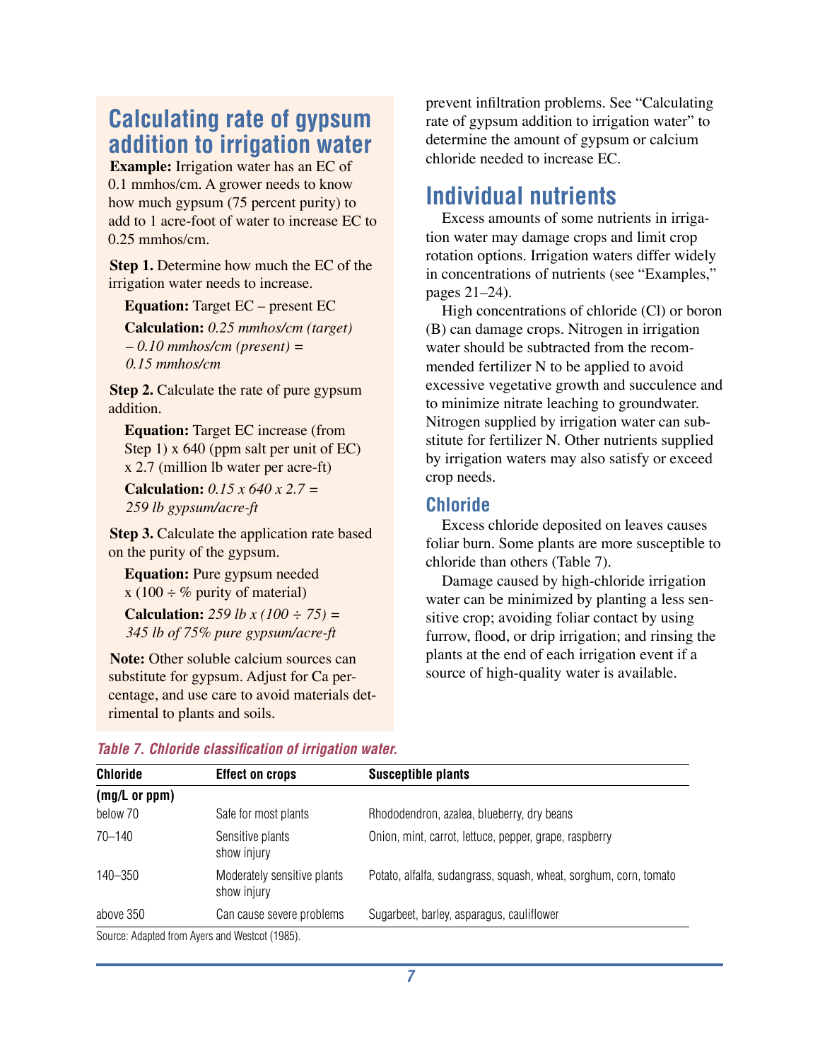## Calculating rate of gypsum addition to irrigation water

**Example:** Irrigation water has an EC of 0.1 mmhos/cm. A grower needs to know how much gypsum (75 percent purity) to add to 1 acre-foot of water to increase EC to 0.25 mmhos/cm.

**Step 1.** Determine how much the EC of the irrigation water needs to increase.

**Equation:** Target EC – present EC

**Calculation:** *0.25 mmhos/cm (target) – 0.10 mmhos/cm (present) = 0.15 mmhos/cm*

**Step 2.** Calculate the rate of pure gypsum addition.

**Equation:** Target EC increase (from Step 1) x 640 (ppm salt per unit of EC) x 2.7 (million lb water per acre-ft)

**Calculation:** *0.15 x 640 x 2.7 = 259 lb gypsum/acre-ft*

**Step 3.** Calculate the application rate based on the purity of the gypsum.

**Equation:** Pure gypsum needed x (100 ÷ % purity of material)

**Calculation:** *259 lb x (100 ÷ 75) = 345 lb of 75% pure gypsum/acre-ft*

**Note:** Other soluble calcium sources can substitute for gypsum. Adjust for Ca percentage, and use care to avoid materials detrimental to plants and soils.

prevent infiltration problems. See “Calculating rate of gypsum addition to irrigation water” to determine the amount of gypsum or calcium chloride needed to increase EC.

## Individual nutrients

Excess amounts of some nutrients in irrigation water may damage crops and limit crop rotation options. Irrigation waters differ widely in concentrations of nutrients (see “Examples,” pages 21–24).

High concentrations of chloride (Cl) or boron (B) can damage crops. Nitrogen in irrigation water should be subtracted from the recommended fertilizer N to be applied to avoid excessive vegetative growth and succulence and to minimize nitrate leaching to groundwater. Nitrogen supplied by irrigation water can substitute for fertilizer N. Other nutrients supplied by irrigation waters may also satisfy or exceed crop needs.

### Chloride

Excess chloride deposited on leaves causes foliar burn. Some plants are more susceptible to chloride than others (Table 7).

Damage caused by high-chloride irrigation water can be minimized by planting a less sensitive crop; avoiding foliar contact by using furrow, flood, or drip irrigation; and rinsing the plants at the end of each irrigation event if a source of high-quality water is available.

*Table 7. Chloride classification of irrigation water.*

| Chloride (mg/L or ppm) | Effect on crops | Susceptible plants |
|---|---|---|
| below 70 | Safe for most plants | Rhododendron, azalea, blueberry, dry beans |
| 70–140 | Sensitive plants show injury | Onion, mint, carrot, lettuce, pepper, grape, raspberry |
| 140–350 | Moderately sensitive plants show injury | Potato, alfalfa, sudangrass, squash, wheat, sorghum, corn, tomato |
| above 350 | Can cause severe problems | Sugarbeet, barley, asparagus, cauliflower |

Source: Adapted from Ayers and Westcot (1985).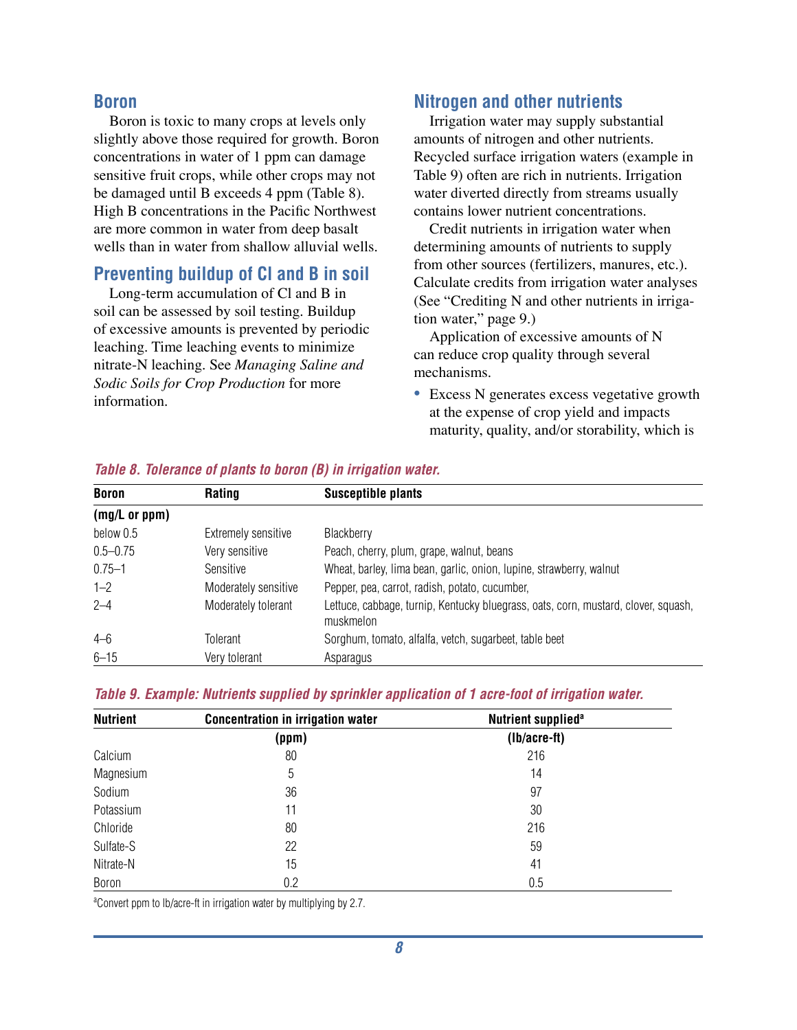## Boron

Boron is toxic to many crops at levels only slightly above those required for growth. Boron concentrations in water of 1 ppm can damage sensitive fruit crops, while other crops may not be damaged until B exceeds 4 ppm (Table 8). High B concentrations in the Pacific Northwest are more common in water from deep basalt wells than in water from shallow alluvial wells.

## Preventing buildup of Cl and B in soil

Long-term accumulation of Cl and B in soil can be assessed by soil testing. Buildup of excessive amounts is prevented by periodic leaching. Time leaching events to minimize nitrate-N leaching. See *Managing Saline and Sodic Soils for Crop Production* for more information.

## Nitrogen and other nutrients

Irrigation water may supply substantial amounts of nitrogen and other nutrients. Recycled surface irrigation waters (example in Table 9) often are rich in nutrients. Irrigation water diverted directly from streams usually contains lower nutrient concentrations.

Credit nutrients in irrigation water when determining amounts of nutrients to supply from other sources (fertilizers, manures, etc.). Calculate credits from irrigation water analyses (See "Crediting N and other nutrients in irrigation water," page 9.)

Application of excessive amounts of N can reduce crop quality through several mechanisms.

- Excess N generates excess vegetative growth at the expense of crop yield and impacts maturity, quality, and/or storability, which is

*Table 8. Tolerance of plants to boron (B) in irrigation water.*

| Boron (mg/L or ppm) | Rating | Susceptible plants |
|---|---|---|
| below 0.5 | Extremely sensitive | Blackberry |
| 0.5–0.75 | Very sensitive | Peach, cherry, plum, grape, walnut, beans |
| 0.75–1 | Sensitive | Wheat, barley, lima bean, garlic, onion, lupine, strawberry, walnut |
| 1–2 | Moderately sensitive | Pepper, pea, carrot, radish, potato, cucumber, |
| 2–4 | Moderately tolerant | Lettuce, cabbage, turnip, Kentucky bluegrass, oats, corn, mustard, clover, squash, muskmelon |
| 4–6 | Tolerant | Sorghum, tomato, alfalfa, vetch, sugarbeet, table beet |
| 6–15 | Very tolerant | Asparagus |

*Table 9. Example: Nutrients supplied by sprinkler application of 1 acre-foot of irrigation water.*

| Nutrient | Concentration in irrigation water (ppm) | Nutrient supplied[a] (lb/acre-ft) |
|---|---|---|
| Calcium | 80 | 216 |
| Magnesium | 5 | 14 |
| Sodium | 36 | 97 |
| Potassium | 11 | 30 |
| Chloride | 80 | 216 |
| Sulfate-S | 22 | 59 |
| Nitrate-N | 15 | 41 |
| Boron | 0.2 | 0.5 |

[a]Convert ppm to lb/acre-ft in irrigation water by multiplying by 2.7.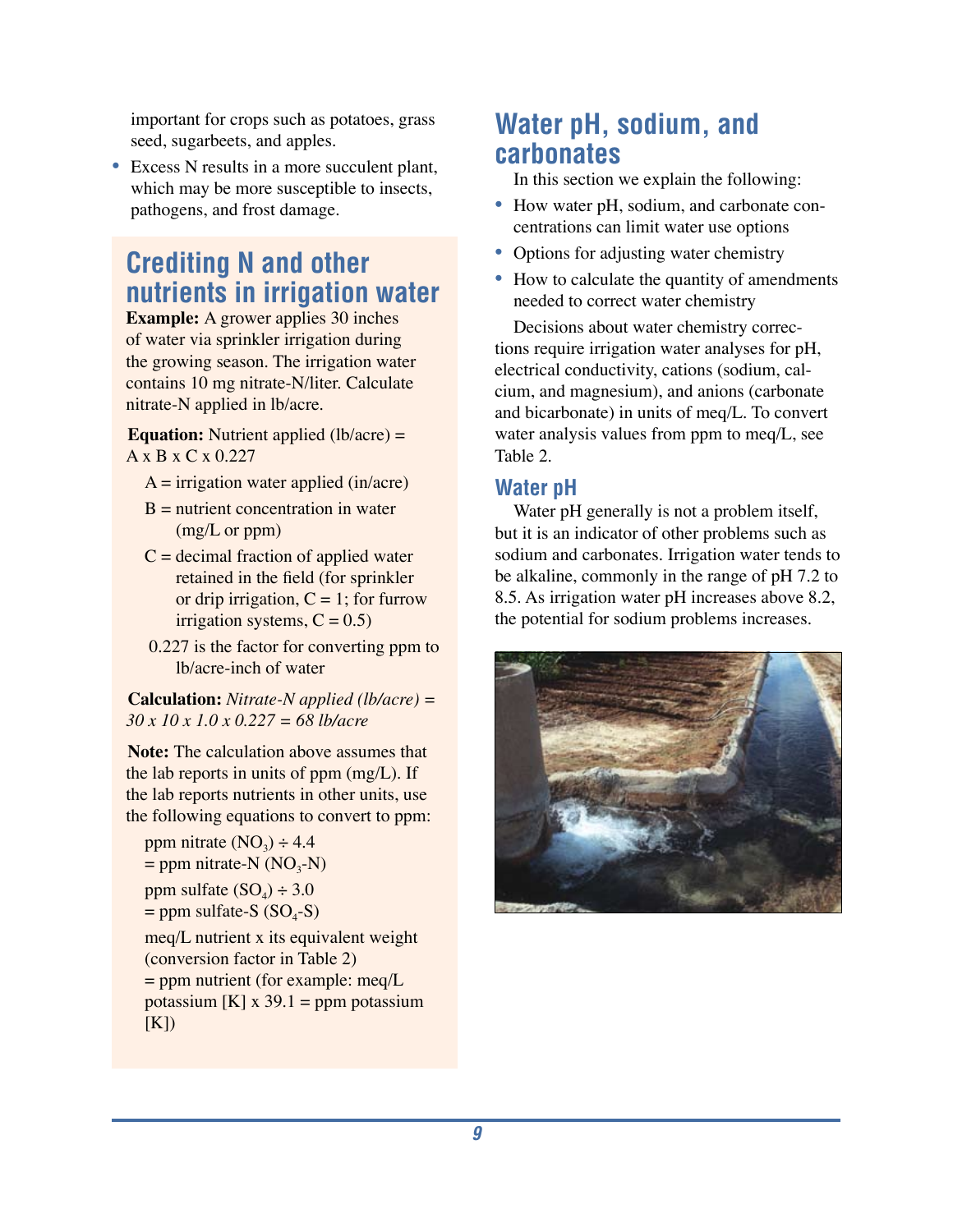important for crops such as potatoes, grass seed, sugarbeets, and apples.

- Excess N results in a more succulent plant, which may be more susceptible to insects, pathogens, and frost damage.

## Crediting N and other nutrients in irrigation water

**Example:** A grower applies 30 inches of water via sprinkler irrigation during the growing season. The irrigation water contains 10 mg nitrate-N/liter. Calculate nitrate-N applied in lb/acre.

**Equation:** Nutrient applied (lb/acre) = A x B x C x 0.227

A = irrigation water applied (in/acre)

B = nutrient concentration in water (mg/L or ppm)

C = decimal fraction of applied water retained in the field (for sprinkler or drip irrigation, C = 1; for furrow irrigation systems, C = 0.5)

0.227 is the factor for converting ppm to lb/acre-inch of water

**Calculation:** *Nitrate-N applied (lb/acre) = 30 x 10 x 1.0 x 0.227 = 68 lb/acre*

**Note:** The calculation above assumes that the lab reports in units of ppm (mg/L). If the lab reports nutrients in other units, use the following equations to convert to ppm:

ppm nitrate ($NO_3$) ÷ 4.4 = ppm nitrate-N ($NO_3$-N)

ppm sulfate ($SO_4$) ÷ 3.0 = ppm sulfate-S ($SO_4$-S)

meq/L nutrient x its equivalent weight (conversion factor in Table 2) = ppm nutrient (for example: meq/L potassium [K] x 39.1 = ppm potassium [K])

## Water pH, sodium, and carbonates

In this section we explain the following:

- How water pH, sodium, and carbonate concentrations can limit water use options
- Options for adjusting water chemistry
- How to calculate the quantity of amendments needed to correct water chemistry

Decisions about water chemistry corrections require irrigation water analyses for pH, electrical conductivity, cations (sodium, calcium, and magnesium), and anions (carbonate and bicarbonate) in units of meq/L. To convert water analysis values from ppm to meq/L, see Table 2.

### Water pH

Water pH generally is not a problem itself, but it is an indicator of other problems such as sodium and carbonates. Irrigation water tends to be alkaline, commonly in the range of pH 7.2 to 8.5. As irrigation water pH increases above 8.2, the potential for sodium problems increases.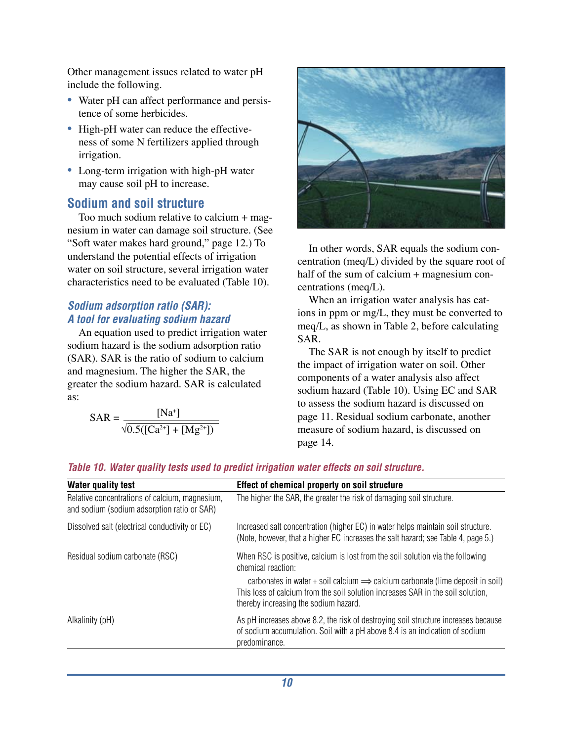Other management issues related to water pH include the following.

- Water pH can affect performance and persistence of some herbicides.
- High-pH water can reduce the effectiveness of some N fertilizers applied through irrigation.
- Long-term irrigation with high-pH water may cause soil pH to increase.

## Sodium and soil structure

Too much sodium relative to calcium + magnesium in water can damage soil structure. (See "Soft water makes hard ground," page 12.) To understand the potential effects of irrigation water on soil structure, several irrigation water characteristics need to be evaluated (Table 10).

### *Sodium adsorption ratio (SAR): A tool for evaluating sodium hazard*

An equation used to predict irrigation water sodium hazard is the sodium adsorption ratio (SAR). SAR is the ratio of sodium to calcium and magnesium. The higher the SAR, the greater the sodium hazard. SAR is calculated as:

$$\text{SAR} = \frac{[\text{Na}^{+}]}{\sqrt{0.5([\text{Ca}^{2+}] + [\text{Mg}^{2+}])}}$$

In other words, SAR equals the sodium concentration (meq/L) divided by the square root of half of the sum of calcium + magnesium concentrations (meq/L).

When an irrigation water analysis has cations in ppm or mg/L, they must be converted to meq/L, as shown in Table 2, before calculating SAR.

The SAR is not enough by itself to predict the impact of irrigation water on soil. Other components of a water analysis also affect sodium hazard (Table 10). Using EC and SAR to assess the sodium hazard is discussed on page 11. Residual sodium carbonate, another measure of sodium hazard, is discussed on page 14.

*Table 10. Water quality tests used to predict irrigation water effects on soil structure.*

| Water quality test | Effect of chemical property on soil structure |
|---|---|
| Relative concentrations of calcium, magnesium, and sodium (sodium adsorption ratio or SAR) | The higher the SAR, the greater the risk of damaging soil structure. |
| Dissolved salt (electrical conductivity or EC) | Increased salt concentration (higher EC) in water helps maintain soil structure. (Note, however, that a higher EC increases the salt hazard; see Table 4, page 5.) |
| Residual sodium carbonate (RSC) | When RSC is positive, calcium is lost from the soil solution via the following chemical reaction: carbonates in water + soil calcium ⟹ calcium carbonate (lime deposit in soil) This loss of calcium from the soil solution increases SAR in the soil solution, thereby increasing the sodium hazard. |
| Alkalinity (pH) | As pH increases above 8.2, the risk of destroying soil structure increases because of sodium accumulation. Soil with a pH above 8.4 is an indication of sodium predominance. |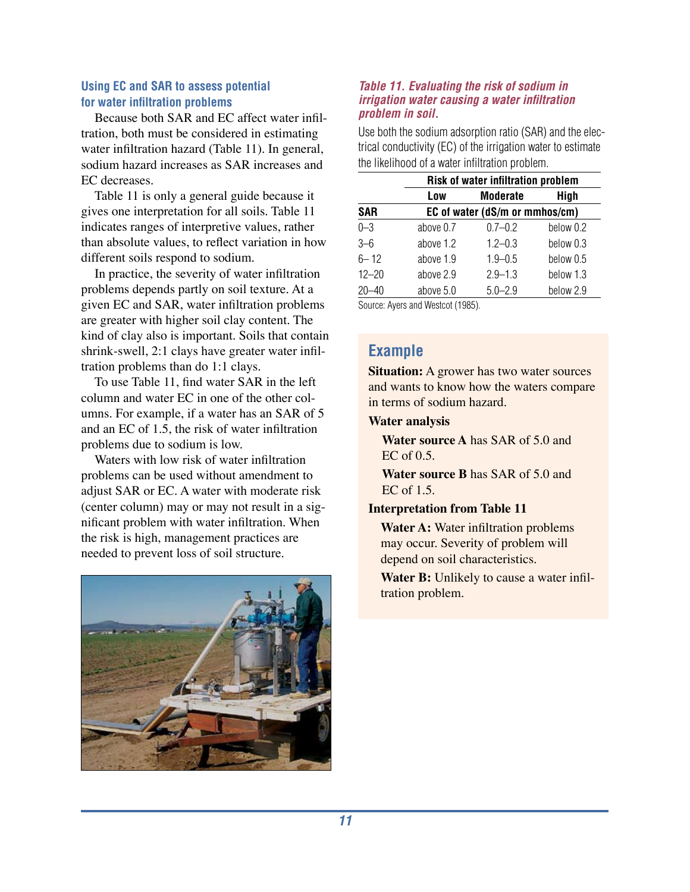### Using EC and SAR to assess potential for water infiltration problems

Because both SAR and EC affect water infiltration, both must be considered in estimating water infiltration hazard (Table 11). In general, sodium hazard increases as SAR increases and EC decreases.

Table 11 is only a general guide because it gives one interpretation for all soils. Table 11 indicates ranges of interpretive values, rather than absolute values, to reflect variation in how different soils respond to sodium.

In practice, the severity of water infiltration problems depends partly on soil texture. At a given EC and SAR, water infiltration problems are greater with higher soil clay content. The kind of clay also is important. Soils that contain shrink-swell, 2:1 clays have greater water infiltration problems than do 1:1 clays.

To use Table 11, find water SAR in the left column and water EC in one of the other columns. For example, if a water has an SAR of 5 and an EC of 1.5, the risk of water infiltration problems due to sodium is low.

Waters with low risk of water infiltration problems can be used without amendment to adjust SAR or EC. A water with moderate risk (center column) may or may not result in a significant problem with water infiltration. When the risk is high, management practices are needed to prevent loss of soil structure.

*Table 11. Evaluating the risk of sodium in irrigation water causing a water infiltration problem in soil.*

Use both the sodium adsorption ratio (SAR) and the electrical conductivity (EC) of the irrigation water to estimate the likelihood of a water infiltration problem.

| | Risk of water infiltration problem | | |
|---|---|---|---|
| | Low | Moderate | High |
| SAR | EC of water (dS/m or mmhos/cm) | | |
| 0–3 | above 0.7 | 0.7–0.2 | below 0.2 |
| 3–6 | above 1.2 | 1.2–0.3 | below 0.3 |
| 6– 12 | above 1.9 | 1.9–0.5 | below 0.5 |
| 12–20 | above 2.9 | 2.9–1.3 | below 1.3 |
| 20–40 | above 5.0 | 5.0–2.9 | below 2.9 |

Source: Ayers and Westcot (1985).

## Example

**Situation:** A grower has two water sources and wants to know how the waters compare in terms of sodium hazard.

**Water analysis**

**Water source A** has SAR of 5.0 and EC of 0.5.

**Water source B** has SAR of 5.0 and EC of 1.5.

**Interpretation from Table 11**

**Water A:** Water infiltration problems may occur. Severity of problem will depend on soil characteristics.

**Water B:** Unlikely to cause a water infiltration problem.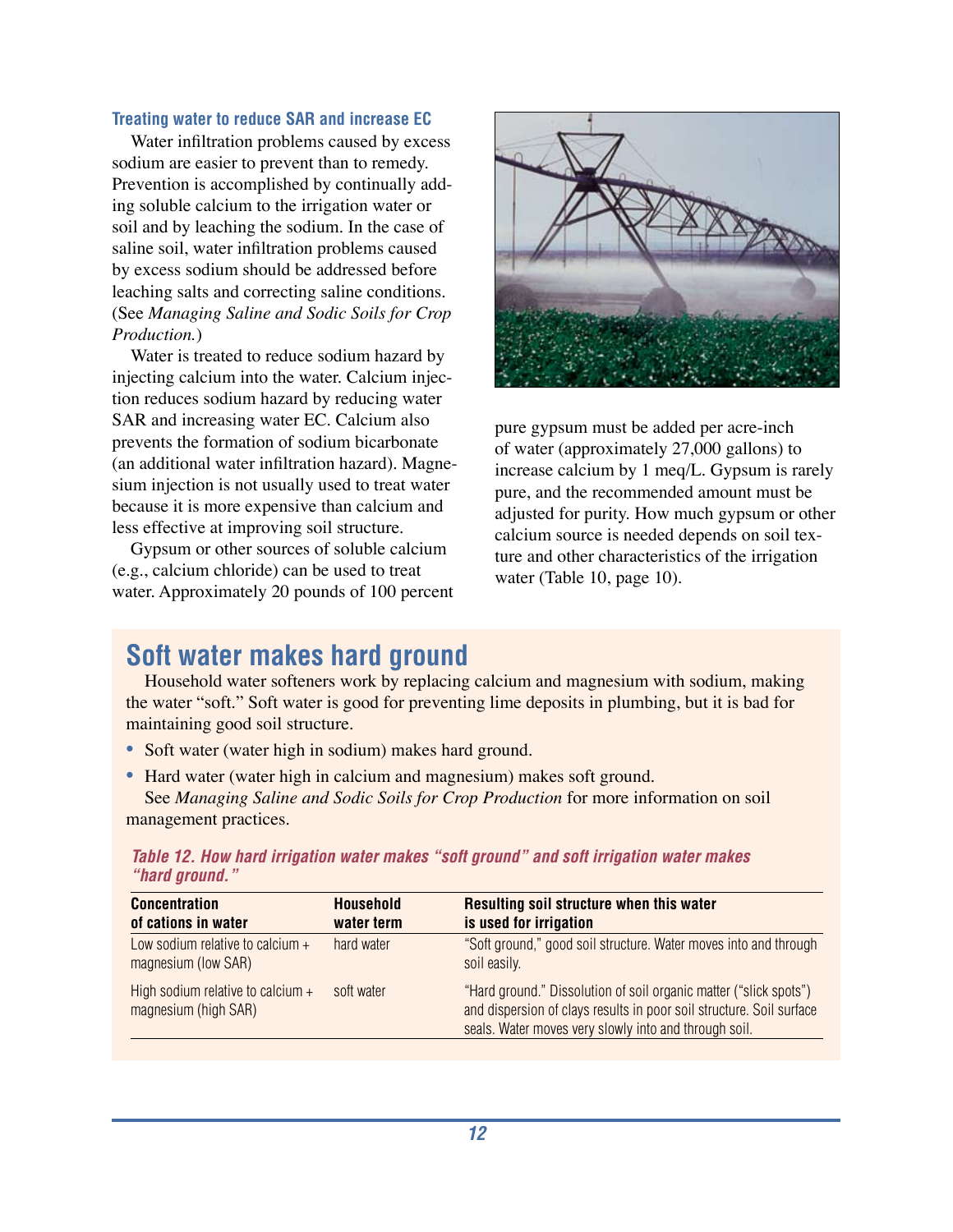### Treating water to reduce SAR and increase EC

Water infiltration problems caused by excess sodium are easier to prevent than to remedy. Prevention is accomplished by continually adding soluble calcium to the irrigation water or soil and by leaching the sodium. In the case of saline soil, water infiltration problems caused by excess sodium should be addressed before leaching salts and correcting saline conditions. (See *Managing Saline and Sodic Soils for Crop Production.*)

Water is treated to reduce sodium hazard by injecting calcium into the water. Calcium injection reduces sodium hazard by reducing water SAR and increasing water EC. Calcium also prevents the formation of sodium bicarbonate (an additional water infiltration hazard). Magnesium injection is not usually used to treat water because it is more expensive than calcium and less effective at improving soil structure.

Gypsum or other sources of soluble calcium (e.g., calcium chloride) can be used to treat water. Approximately 20 pounds of 100 percent pure gypsum must be added per acre-inch of water (approximately 27,000 gallons) to increase calcium by 1 meq/L. Gypsum is rarely pure, and the recommended amount must be adjusted for purity. How much gypsum or other calcium source is needed depends on soil texture and other characteristics of the irrigation water (Table 10, page 10).

## Soft water makes hard ground

Household water softeners work by replacing calcium and magnesium with sodium, making the water "soft." Soft water is good for preventing lime deposits in plumbing, but it is bad for maintaining good soil structure.

- Soft water (water high in sodium) makes hard ground.
- Hard water (water high in calcium and magnesium) makes soft ground.

See *Managing Saline and Sodic Soils for Crop Production* for more information on soil management practices.

*Table 12. How hard irrigation water makes "soft ground" and soft irrigation water makes "hard ground."*

| Concentration of cations in water | Household water term | Resulting soil structure when this water is used for irrigation |
|---|---|---|
| Low sodium relative to calcium + magnesium (low SAR) | hard water | "Soft ground," good soil structure. Water moves into and through soil easily. |
| High sodium relative to calcium + magnesium (high SAR) | soft water | "Hard ground." Dissolution of soil organic matter ("slick spots") and dispersion of clays results in poor soil structure. Soil surface seals. Water moves very slowly into and through soil. |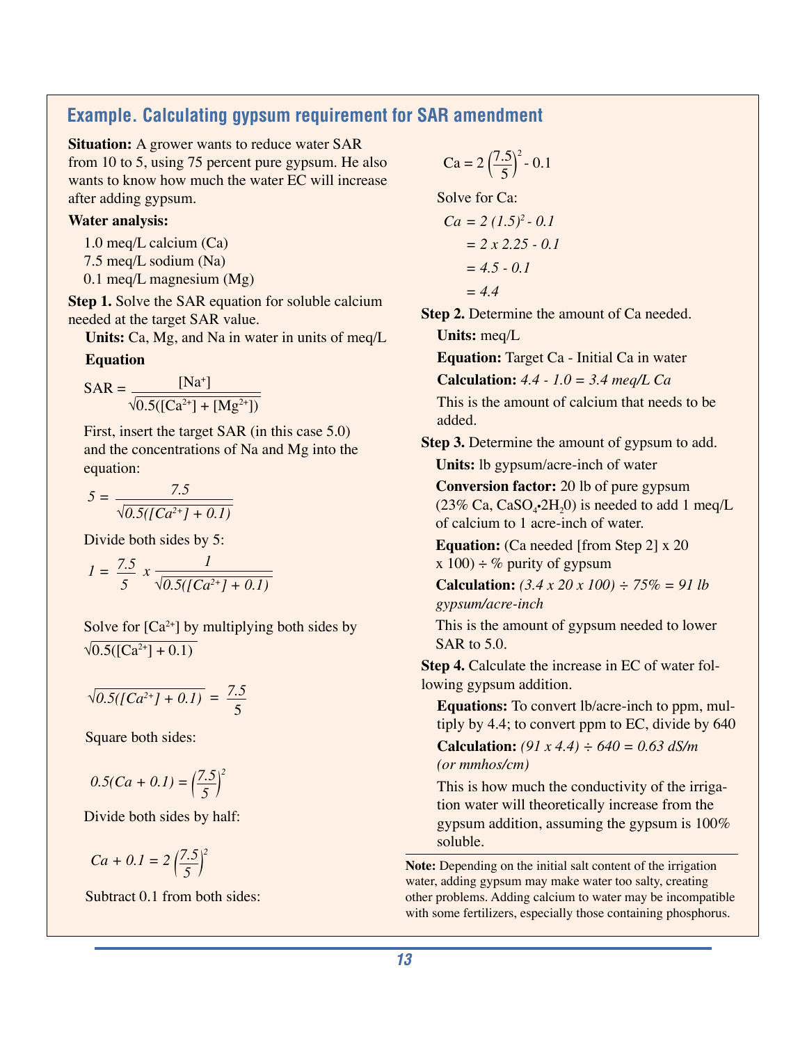## Example. Calculating gypsum requirement for SAR amendment

**Situation:** A grower wants to reduce water SAR from 10 to 5, using 75 percent pure gypsum. He also wants to know how much the water EC will increase after adding gypsum.

**Water analysis:**

1.0 meq/L calcium (Ca)
7.5 meq/L sodium (Na)
0.1 meq/L magnesium (Mg)

**Step 1.** Solve the SAR equation for soluble calcium needed at the target SAR value.

**Units:** Ca, Mg, and Na in water in units of meq/L

**Equation**

$$SAR = \frac{[Na^+]}{\sqrt{0.5([Ca^{2+}] + [Mg^{2+}])}}$$

First, insert the target SAR (in this case 5.0) and the concentrations of Na and Mg into the equation:

$$5 = \frac{7.5}{\sqrt{0.5([Ca^{2+}] + 0.1)}}$$

Divide both sides by 5:

$$1 = \frac{7.5}{5} \times \frac{1}{\sqrt{0.5([Ca^{2+}] + 0.1)}}$$

Solve for $[Ca^{2+}]$ by multiplying both sides by $\sqrt{0.5([Ca^{2+}] + 0.1)}$

$$\sqrt{0.5([Ca^{2+}] + 0.1)} = \frac{7.5}{5}$$

Square both sides:

$$0.5(Ca + 0.1) = \left(\frac{7.5}{5}\right)^2$$

Divide both sides by half:

$$Ca + 0.1 = 2\left(\frac{7.5}{5}\right)^2$$

Subtract 0.1 from both sides:

$$Ca = 2\left(\frac{7.5}{5}\right)^2 - 0.1$$

Solve for Ca:

$$Ca = 2\,(1.5)^2 - 0.1$$
$$= 2 \times 2.25 - 0.1$$
$$= 4.5 - 0.1$$
$$= 4.4$$

**Step 2.** Determine the amount of Ca needed.

**Units:** meq/L

**Equation:** Target Ca - Initial Ca in water

**Calculation:** *4.4 - 1.0 = 3.4 meq/L Ca*

This is the amount of calcium that needs to be added.

**Step 3.** Determine the amount of gypsum to add.

**Units:** lb gypsum/acre-inch of water

**Conversion factor:** 20 lb of pure gypsum (23% Ca, $CaSO_4 \cdot 2H_20$) is needed to add 1 meq/L of calcium to 1 acre-inch of water.

**Equation:** (Ca needed [from Step 2] x 20 x 100) ÷ % purity of gypsum

**Calculation:** *(3.4 x 20 x 100) ÷ 75% = 91 lb gypsum/acre-inch*

This is the amount of gypsum needed to lower SAR to 5.0.

**Step 4.** Calculate the increase in EC of water following gypsum addition.

**Equations:** To convert lb/acre-inch to ppm, multiply by 4.4; to convert ppm to EC, divide by 640

**Calculation:** *(91 x 4.4) ÷ 640 = 0.63 dS/m (or mmhos/cm)*

This is how much the conductivity of the irrigation water will theoretically increase from the gypsum addition, assuming the gypsum is 100% soluble.

**Note:** Depending on the initial salt content of the irrigation water, adding gypsum may make water too salty, creating other problems. Adding calcium to water may be incompatible with some fertilizers, especially those containing phosphorus.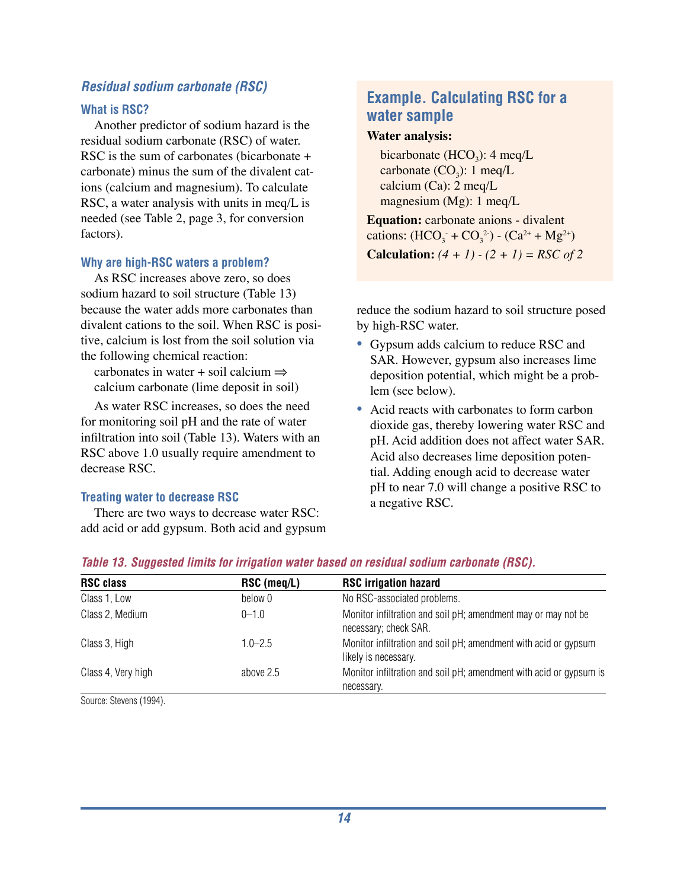### Residual sodium carbonate (RSC)

#### What is RSC?

Another predictor of sodium hazard is the residual sodium carbonate (RSC) of water. RSC is the sum of carbonates (bicarbonate + carbonate) minus the sum of the divalent cations (calcium and magnesium). To calculate RSC, a water analysis with units in meq/L is needed (see Table 2, page 3, for conversion factors).

#### Why are high-RSC waters a problem?

As RSC increases above zero, so does sodium hazard to soil structure (Table 13) because the water adds more carbonates than divalent cations to the soil. When RSC is positive, calcium is lost from the soil solution via the following chemical reaction:

carbonates in water + soil calcium ⇒
calcium carbonate (lime deposit in soil)

As water RSC increases, so does the need for monitoring soil pH and the rate of water infiltration into soil (Table 13). Waters with an RSC above 1.0 usually require amendment to decrease RSC.

#### Treating water to decrease RSC

There are two ways to decrease water RSC: add acid or add gypsum. Both acid and gypsum reduce the sodium hazard to soil structure posed by high-RSC water.

- Gypsum adds calcium to reduce RSC and SAR. However, gypsum also increases lime deposition potential, which might be a problem (see below).
- Acid reacts with carbonates to form carbon dioxide gas, thereby lowering water RSC and pH. Acid addition does not affect water SAR. Acid also decreases lime deposition potential. Adding enough acid to decrease water pH to near 7.0 will change a positive RSC to a negative RSC.

### Example. Calculating RSC for a water sample

**Water analysis:**

bicarbonate ($HCO_3$): 4 meq/L
carbonate ($CO_3$): 1 meq/L
calcium (Ca): 2 meq/L
magnesium (Mg): 1 meq/L

**Equation:** carbonate anions - divalent cations: $(HCO_3^- + CO_3^{2-}) - (Ca^{2+} + Mg^{2+})$

**Calculation:** *(4 + 1) - (2 + 1) = RSC of 2*

*Table 13. Suggested limits for irrigation water based on residual sodium carbonate (RSC).*

| RSC class | RSC (meq/L) | RSC irrigation hazard |
|---|---|---|
| Class 1, Low | below 0 | No RSC-associated problems. |
| Class 2, Medium | 0–1.0 | Monitor infiltration and soil pH; amendment may or may not be necessary; check SAR. |
| Class 3, High | 1.0–2.5 | Monitor infiltration and soil pH; amendment with acid or gypsum likely is necessary. |
| Class 4, Very high | above 2.5 | Monitor infiltration and soil pH; amendment with acid or gypsum is necessary. |

Source: Stevens (1994).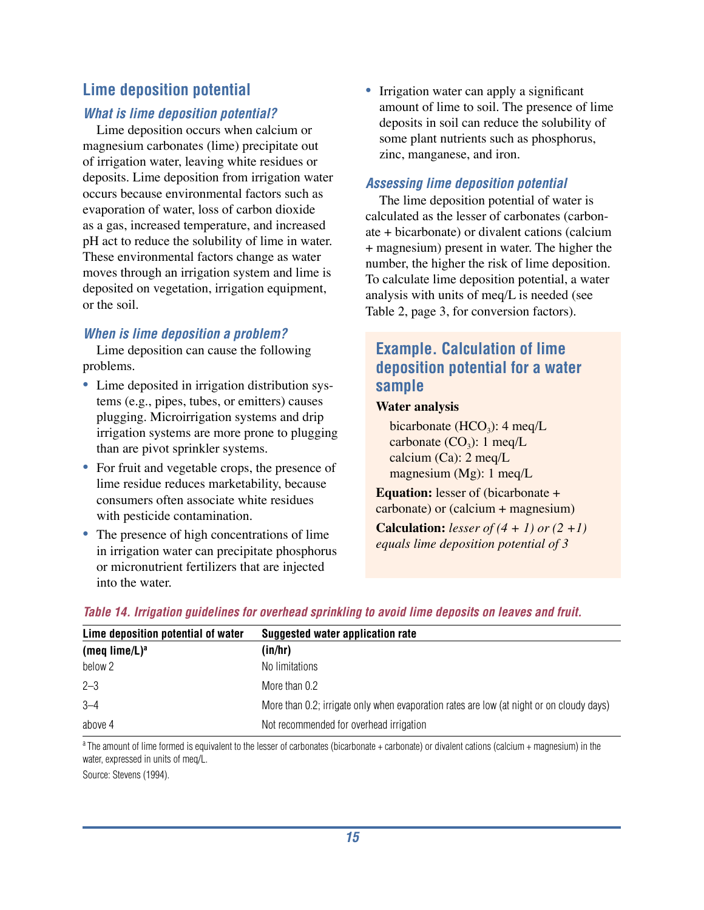## Lime deposition potential

### *What is lime deposition potential?*

Lime deposition occurs when calcium or magnesium carbonates (lime) precipitate out of irrigation water, leaving white residues or deposits. Lime deposition from irrigation water occurs because environmental factors such as evaporation of water, loss of carbon dioxide as a gas, increased temperature, and increased pH act to reduce the solubility of lime in water. These environmental factors change as water moves through an irrigation system and lime is deposited on vegetation, irrigation equipment, or the soil.

### *When is lime deposition a problem?*

Lime deposition can cause the following problems.

- Lime deposited in irrigation distribution systems (e.g., pipes, tubes, or emitters) causes plugging. Microirrigation systems and drip irrigation systems are more prone to plugging than are pivot sprinkler systems.
- For fruit and vegetable crops, the presence of lime residue reduces marketability, because consumers often associate white residues with pesticide contamination.
- The presence of high concentrations of lime in irrigation water can precipitate phosphorus or micronutrient fertilizers that are injected into the water.
- Irrigation water can apply a significant amount of lime to soil. The presence of lime deposits in soil can reduce the solubility of some plant nutrients such as phosphorus, zinc, manganese, and iron.

### *Assessing lime deposition potential*

The lime deposition potential of water is calculated as the lesser of carbonates (carbonate + bicarbonate) or divalent cations (calcium + magnesium) present in water. The higher the number, the higher the risk of lime deposition. To calculate lime deposition potential, a water analysis with units of meq/L is needed (see Table 2, page 3, for conversion factors).

### Example. Calculation of lime deposition potential for a water sample

**Water analysis**

bicarbonate ($HCO_3$): 4 meq/L
carbonate ($CO_3$): 1 meq/L
calcium (Ca): 2 meq/L
magnesium (Mg): 1 meq/L

**Equation:** lesser of (bicarbonate + carbonate) or (calcium + magnesium)

**Calculation:** *lesser of (4 + 1) or (2 +1) equals lime deposition potential of 3*

*Table 14. Irrigation guidelines for overhead sprinkling to avoid lime deposits on leaves and fruit.*

| Lime deposition potential of water (meq lime/L)[a] | Suggested water application rate (in/hr) |
|---|---|
| below 2 | No limitations |
| 2–3 | More than 0.2 |
| 3–4 | More than 0.2; irrigate only when evaporation rates are low (at night or on cloudy days) |
| above 4 | Not recommended for overhead irrigation |

[a] The amount of lime formed is equivalent to the lesser of carbonates (bicarbonate + carbonate) or divalent cations (calcium + magnesium) in the water, expressed in units of meq/L.

Source: Stevens (1994).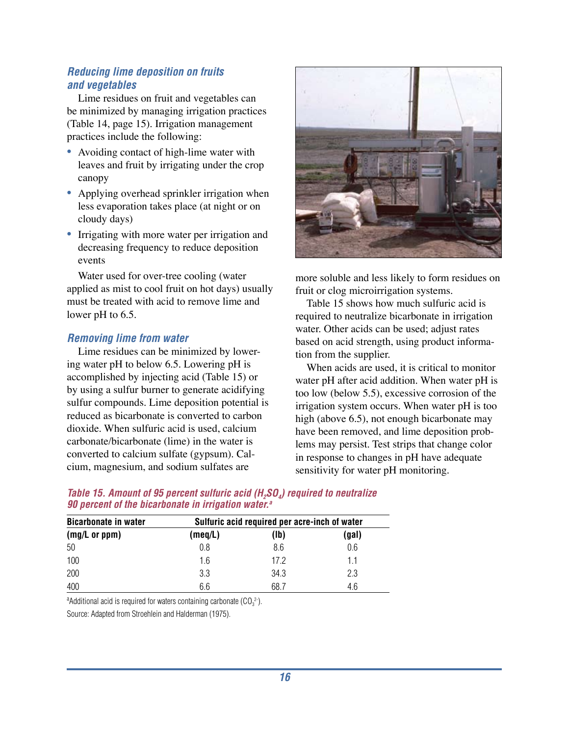### Reducing lime deposition on fruits and vegetables

Lime residues on fruit and vegetables can be minimized by managing irrigation practices (Table 14, page 15). Irrigation management practices include the following:

- Avoiding contact of high-lime water with leaves and fruit by irrigating under the crop canopy
- Applying overhead sprinkler irrigation when less evaporation takes place (at night or on cloudy days)
- Irrigating with more water per irrigation and decreasing frequency to reduce deposition events

Water used for over-tree cooling (water applied as mist to cool fruit on hot days) usually must be treated with acid to remove lime and lower pH to 6.5.

### Removing lime from water

Lime residues can be minimized by lowering water pH to below 6.5. Lowering pH is accomplished by injecting acid (Table 15) or by using a sulfur burner to generate acidifying sulfur compounds. Lime deposition potential is reduced as bicarbonate is converted to carbon dioxide. When sulfuric acid is used, calcium carbonate/bicarbonate (lime) in the water is converted to calcium sulfate (gypsum). Calcium, magnesium, and sodium sulfates are more soluble and less likely to form residues on fruit or clog microirrigation systems.

Table 15 shows how much sulfuric acid is required to neutralize bicarbonate in irrigation water. Other acids can be used; adjust rates based on acid strength, using product information from the supplier.

When acids are used, it is critical to monitor water pH after acid addition. When water pH is too low (below 5.5), excessive corrosion of the irrigation system occurs. When water pH is too high (above 6.5), not enough bicarbonate may have been removed, and lime deposition problems may persist. Test strips that change color in response to changes in pH have adequate sensitivity for water pH monitoring.

**Table 15. Amount of 95 percent sulfuric acid ($H_2SO_4$) required to neutralize 90 percent of the bicarbonate in irrigation water.[a]**

| Bicarbonate in water | Sulfuric acid required per acre-inch of water | | |
|---|---|---|---|
| (mg/L or ppm) | (meq/L) | (lb) | (gal) |
| 50 | 0.8 | 8.6 | 0.6 |
| 100 | 1.6 | 17.2 | 1.1 |
| 200 | 3.3 | 34.3 | 2.3 |
| 400 | 6.6 | 68.7 | 4.6 |

[a]Additional acid is required for waters containing carbonate ($CO_3^{2-}$).

Source: Adapted from Stroehlein and Halderman (1975).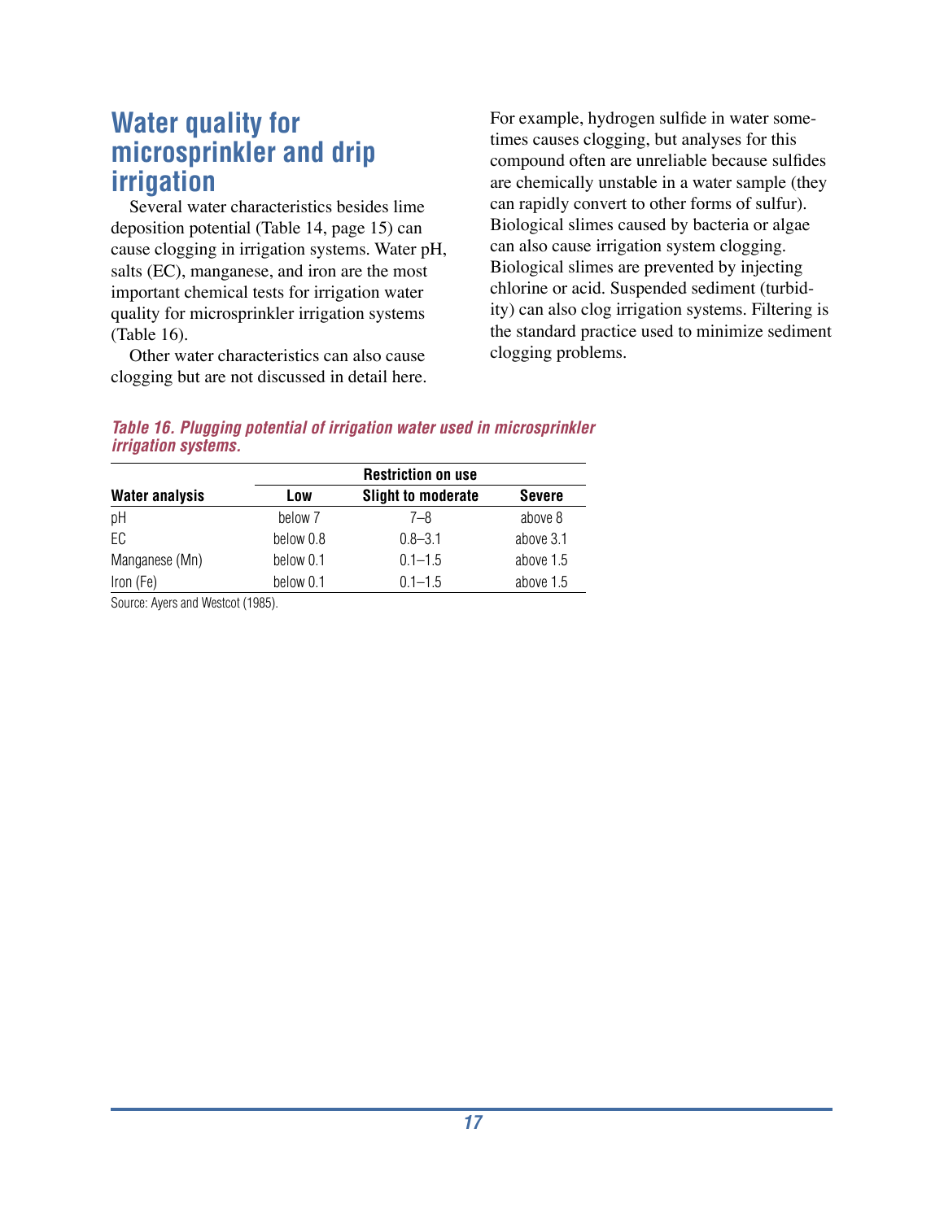## Water quality for microsprinkler and drip irrigation

Several water characteristics besides lime deposition potential (Table 14, page 15) can cause clogging in irrigation systems. Water pH, salts (EC), manganese, and iron are the most important chemical tests for irrigation water quality for microsprinkler irrigation systems (Table 16).

Other water characteristics can also cause clogging but are not discussed in detail here. For example, hydrogen sulfide in water sometimes causes clogging, but analyses for this compound often are unreliable because sulfides are chemically unstable in a water sample (they can rapidly convert to other forms of sulfur). Biological slimes caused by bacteria or algae can also cause irrigation system clogging. Biological slimes are prevented by injecting chlorine or acid. Suspended sediment (turbidity) can also clog irrigation systems. Filtering is the standard practice used to minimize sediment clogging problems.

***Table 16. Plugging potential of irrigation water used in microsprinkler irrigation systems.***

| | Restriction on use | | |
|---|---|---|---|
| **Water analysis** | **Low** | **Slight to moderate** | **Severe** |
| pH | below 7 | 7–8 | above 8 |
| EC | below 0.8 | 0.8–3.1 | above 3.1 |
| Manganese (Mn) | below 0.1 | 0.1–1.5 | above 1.5 |
| Iron (Fe) | below 0.1 | 0.1–1.5 | above 1.5 |

Source: Ayers and Westcot (1985).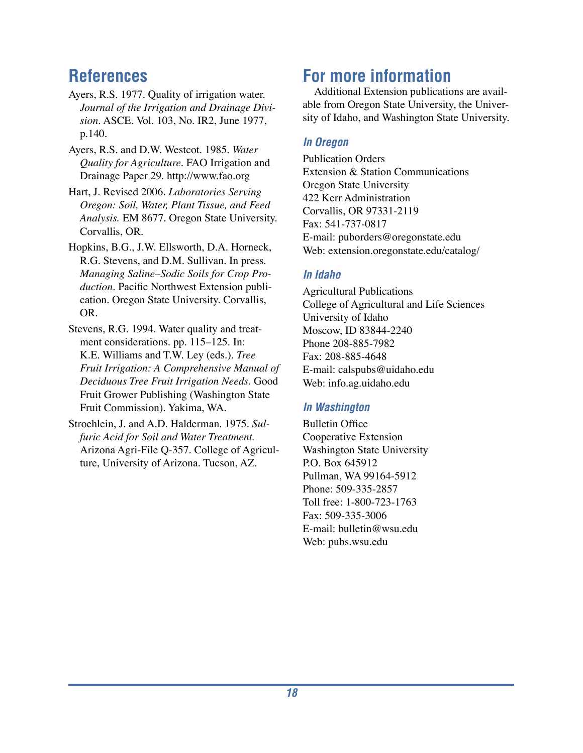## References

Ayers, R.S. 1977. Quality of irrigation water. *Journal of the Irrigation and Drainage Division*. ASCE. Vol. 103, No. IR2, June 1977, p.140.

Ayers, R.S. and D.W. Westcot. 1985. *Water Quality for Agriculture*. FAO Irrigation and Drainage Paper 29. http://www.fao.org

Hart, J. Revised 2006. *Laboratories Serving Oregon: Soil, Water, Plant Tissue, and Feed Analysis.* EM 8677. Oregon State University. Corvallis, OR.

Hopkins, B.G., J.W. Ellsworth, D.A. Horneck, R.G. Stevens, and D.M. Sullivan. In press. *Managing Saline–Sodic Soils for Crop Production*. Pacific Northwest Extension publication. Oregon State University. Corvallis, OR.

Stevens, R.G. 1994. Water quality and treatment considerations. pp. 115–125. In: K.E. Williams and T.W. Ley (eds.). *Tree Fruit Irrigation: A Comprehensive Manual of Deciduous Tree Fruit Irrigation Needs.* Good Fruit Grower Publishing (Washington State Fruit Commission). Yakima, WA.

Stroehlein, J. and A.D. Halderman. 1975. *Sulfuric Acid for Soil and Water Treatment.* Arizona Agri-File Q-357. College of Agriculture, University of Arizona. Tucson, AZ.

## For more information

Additional Extension publications are available from Oregon State University, the University of Idaho, and Washington State University.

### *In Oregon*

Publication Orders
Extension & Station Communications
Oregon State University
422 Kerr Administration
Corvallis, OR 97331-2119
Fax: 541-737-0817
E-mail: puborders@oregonstate.edu
Web: extension.oregonstate.edu/catalog/

### *In Idaho*

Agricultural Publications
College of Agricultural and Life Sciences
University of Idaho
Moscow, ID 83844-2240
Phone 208-885-7982
Fax: 208-885-4648
E-mail: calspubs@uidaho.edu
Web: info.ag.uidaho.edu

### *In Washington*

Bulletin Office
Cooperative Extension
Washington State University
P.O. Box 645912
Pullman, WA 99164-5912
Phone: 509-335-2857
Toll free: 1-800-723-1763
Fax: 509-335-3006
E-mail: bulletin@wsu.edu
Web: pubs.wsu.edu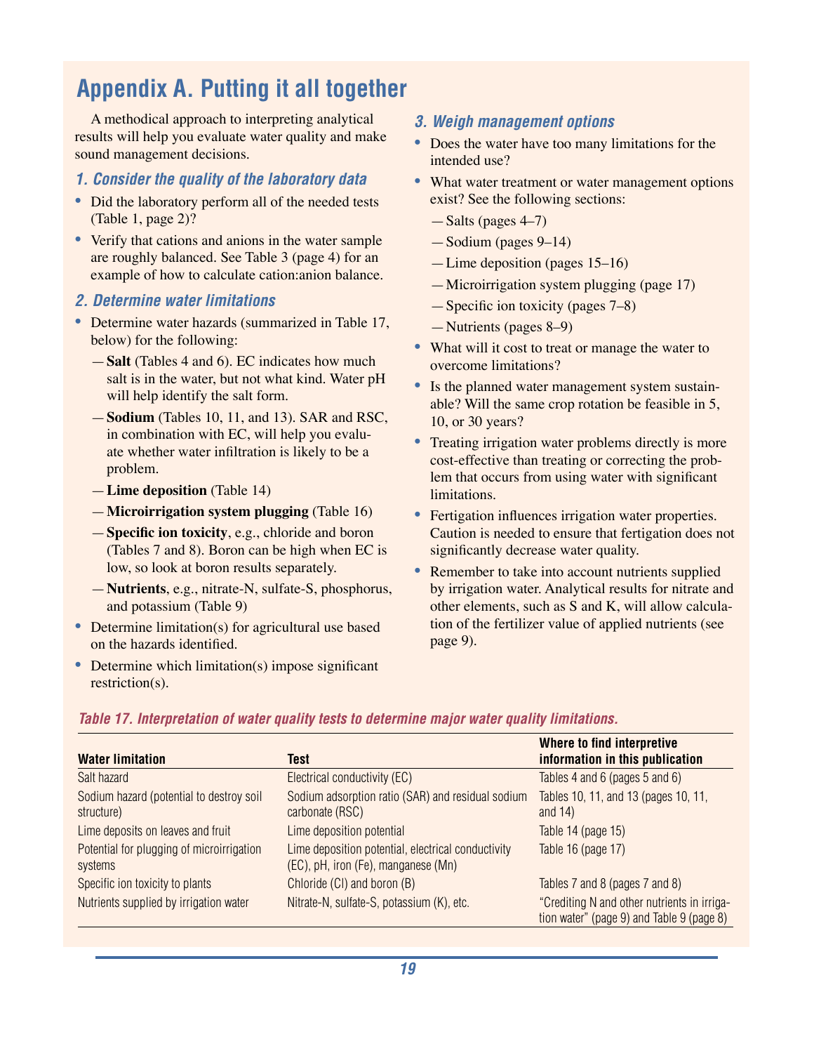# Appendix A. Putting it all together

A methodical approach to interpreting analytical results will help you evaluate water quality and make sound management decisions.

### *1. Consider the quality of the laboratory data*

- Did the laboratory perform all of the needed tests (Table 1, page 2)?
- Verify that cations and anions in the water sample are roughly balanced. See Table 3 (page 4) for an example of how to calculate cation:anion balance.

### *2. Determine water limitations*

- Determine water hazards (summarized in Table 17, below) for the following:
  - **Salt** (Tables 4 and 6). EC indicates how much salt is in the water, but not what kind. Water pH will help identify the salt form.
  - **Sodium** (Tables 10, 11, and 13). SAR and RSC, in combination with EC, will help you evaluate whether water infiltration is likely to be a problem.
  - **Lime deposition** (Table 14)
  - **Microirrigation system plugging** (Table 16)
  - **Specific ion toxicity**, e.g., chloride and boron (Tables 7 and 8). Boron can be high when EC is low, so look at boron results separately.
  - **Nutrients**, e.g., nitrate-N, sulfate-S, phosphorus, and potassium (Table 9)
- Determine limitation(s) for agricultural use based on the hazards identified.
- Determine which limitation(s) impose significant restriction(s).

### *3. Weigh management options*

- Does the water have too many limitations for the intended use?
- What water treatment or water management options exist? See the following sections:
  - Salts (pages 4–7)
  - Sodium (pages 9–14)
  - Lime deposition (pages 15–16)
  - Microirrigation system plugging (page 17)
  - Specific ion toxicity (pages 7–8)
  - Nutrients (pages 8–9)
- What will it cost to treat or manage the water to overcome limitations?
- Is the planned water management system sustainable? Will the same crop rotation be feasible in 5, 10, or 30 years?
- Treating irrigation water problems directly is more cost-effective than treating or correcting the problem that occurs from using water with significant limitations.
- Fertigation influences irrigation water properties. Caution is needed to ensure that fertigation does not significantly decrease water quality.
- Remember to take into account nutrients supplied by irrigation water. Analytical results for nitrate and other elements, such as S and K, will allow calculation of the fertilizer value of applied nutrients (see page 9).

*Table 17. Interpretation of water quality tests to determine major water quality limitations.*

| Water limitation | Test | Where to find interpretive information in this publication |
|---|---|---|
| Salt hazard | Electrical conductivity (EC) | Tables 4 and 6 (pages 5 and 6) |
| Sodium hazard (potential to destroy soil structure) | Sodium adsorption ratio (SAR) and residual sodium carbonate (RSC) | Tables 10, 11, and 13 (pages 10, 11, and 14) |
| Lime deposits on leaves and fruit | Lime deposition potential | Table 14 (page 15) |
| Potential for plugging of microirrigation systems | Lime deposition potential, electrical conductivity (EC), pH, iron (Fe), manganese (Mn) | Table 16 (page 17) |
| Specific ion toxicity to plants | Chloride (Cl) and boron (B) | Tables 7 and 8 (pages 7 and 8) |
| Nutrients supplied by irrigation water | Nitrate-N, sulfate-S, potassium (K), etc. | "Crediting N and other nutrients in irrigation water" (page 9) and Table 9 (page 8) |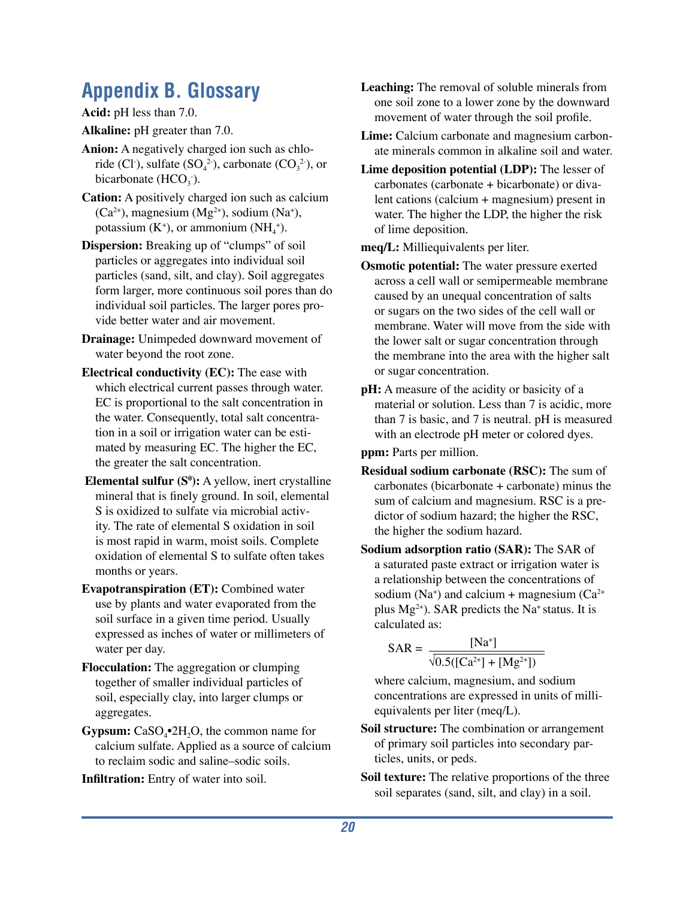# Appendix B. Glossary

**Acid:** pH less than 7.0.

**Alkaline:** pH greater than 7.0.

**Anion:** A negatively charged ion such as chloride ($Cl^-$), sulfate ($SO_4^{2-}$), carbonate ($CO_3^{2-}$), or bicarbonate ($HCO_3^-$).

**Cation:** A positively charged ion such as calcium ($Ca^{2+}$), magnesium ($Mg^{2+}$), sodium ($Na^+$), potassium ($K^+$), or ammonium ($NH_4^+$).

**Dispersion:** Breaking up of "clumps" of soil particles or aggregates into individual soil particles (sand, silt, and clay). Soil aggregates form larger, more continuous soil pores than do individual soil particles. The larger pores provide better water and air movement.

**Drainage:** Unimpeded downward movement of water beyond the root zone.

**Electrical conductivity (EC):** The ease with which electrical current passes through water. EC is proportional to the salt concentration in the water. Consequently, total salt concentration in a soil or irrigation water can be estimated by measuring EC. The higher the EC, the greater the salt concentration.

**Elemental sulfur ($S^0$):** A yellow, inert crystalline mineral that is finely ground. In soil, elemental S is oxidized to sulfate via microbial activity. The rate of elemental S oxidation in soil is most rapid in warm, moist soils. Complete oxidation of elemental S to sulfate often takes months or years.

**Evapotranspiration (ET):** Combined water use by plants and water evaporated from the soil surface in a given time period. Usually expressed as inches of water or millimeters of water per day.

**Flocculation:** The aggregation or clumping together of smaller individual particles of soil, especially clay, into larger clumps or aggregates.

**Gypsum:** $CaSO_4 \cdot 2H_2O$, the common name for calcium sulfate. Applied as a source of calcium to reclaim sodic and saline–sodic soils.

**Infiltration:** Entry of water into soil.

**Leaching:** The removal of soluble minerals from one soil zone to a lower zone by the downward movement of water through the soil profile.

**Lime:** Calcium carbonate and magnesium carbonate minerals common in alkaline soil and water.

**Lime deposition potential (LDP):** The lesser of carbonates (carbonate + bicarbonate) or divalent cations (calcium + magnesium) present in water. The higher the LDP, the higher the risk of lime deposition.

**meq/L:** Milliequivalents per liter.

**Osmotic potential:** The water pressure exerted across a cell wall or semipermeable membrane caused by an unequal concentration of salts or sugars on the two sides of the cell wall or membrane. Water will move from the side with the lower salt or sugar concentration through the membrane into the area with the higher salt or sugar concentration.

**pH:** A measure of the acidity or basicity of a material or solution. Less than 7 is acidic, more than 7 is basic, and 7 is neutral. pH is measured with an electrode pH meter or colored dyes.

**ppm:** Parts per million.

**Residual sodium carbonate (RSC):** The sum of carbonates (bicarbonate + carbonate) minus the sum of calcium and magnesium. RSC is a predictor of sodium hazard; the higher the RSC, the higher the sodium hazard.

**Sodium adsorption ratio (SAR):** The SAR of a saturated paste extract or irrigation water is a relationship between the concentrations of sodium ($Na^+$) and calcium + magnesium ($Ca^{2+}$ plus $Mg^{2+}$). SAR predicts the $Na^+$ status. It is calculated as:

$$SAR = \frac{[Na^+]}{\sqrt{0.5([Ca^{2+}] + [Mg^{2+}])}}$$

where calcium, magnesium, and sodium concentrations are expressed in units of milliequivalents per liter (meq/L).

**Soil structure:** The combination or arrangement of primary soil particles into secondary particles, units, or peds.

**Soil texture:** The relative proportions of the three soil separates (sand, silt, and clay) in a soil.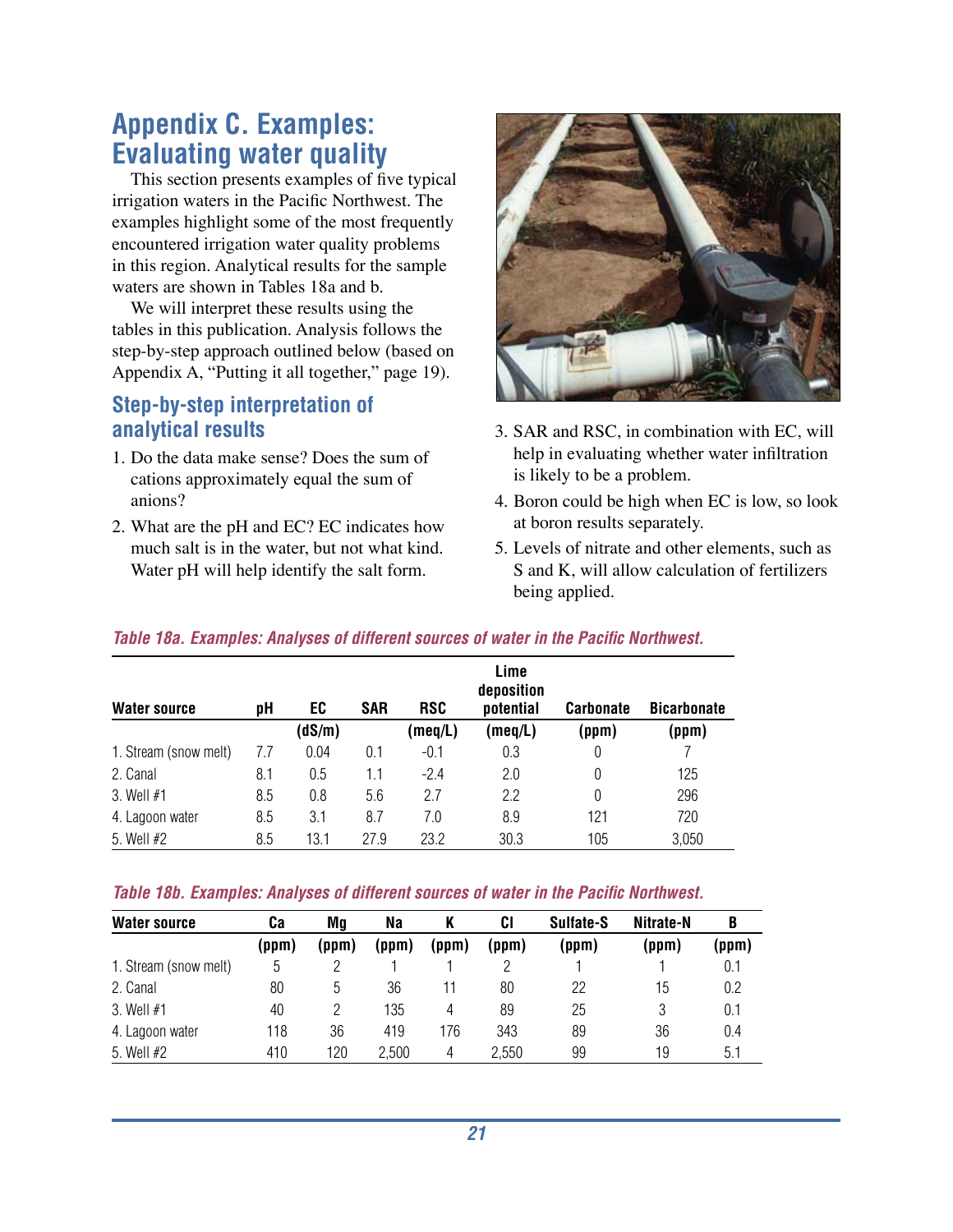# Appendix C. Examples: Evaluating water quality

This section presents examples of five typical irrigation waters in the Pacific Northwest. The examples highlight some of the most frequently encountered irrigation water quality problems in this region. Analytical results for the sample waters are shown in Tables 18a and b.

We will interpret these results using the tables in this publication. Analysis follows the step-by-step approach outlined below (based on Appendix A, "Putting it all together," page 19).

## Step-by-step interpretation of analytical results

1. Do the data make sense? Does the sum of cations approximately equal the sum of anions?
2. What are the pH and EC? EC indicates how much salt is in the water, but not what kind. Water pH will help identify the salt form.
3. SAR and RSC, in combination with EC, will help in evaluating whether water infiltration is likely to be a problem.
4. Boron could be high when EC is low, so look at boron results separately.
5. Levels of nitrate and other elements, such as S and K, will allow calculation of fertilizers being applied.

*Table 18a. Examples: Analyses of different sources of water in the Pacific Northwest.*

| Water source | pH | EC | SAR | RSC | Lime deposition potential | Carbonate | Bicarbonate |
|---|---|---|---|---|---|---|---|
| | | (dS/m) | | (meq/L) | (meq/L) | (ppm) | (ppm) |
| 1. Stream (snow melt) | 7.7 | 0.04 | 0.1 | -0.1 | 0.3 | 0 | 7 |
| 2. Canal | 8.1 | 0.5 | 1.1 | -2.4 | 2.0 | 0 | 125 |
| 3. Well #1 | 8.5 | 0.8 | 5.6 | 2.7 | 2.2 | 0 | 296 |
| 4. Lagoon water | 8.5 | 3.1 | 8.7 | 7.0 | 8.9 | 121 | 720 |
| 5. Well #2 | 8.5 | 13.1 | 27.9 | 23.2 | 30.3 | 105 | 3,050 |

*Table 18b. Examples: Analyses of different sources of water in the Pacific Northwest.*

| Water source | Ca | Mg | Na | K | Cl | Sulfate-S | Nitrate-N | B |
|---|---|---|---|---|---|---|---|---|
| | (ppm) | (ppm) | (ppm) | (ppm) | (ppm) | (ppm) | (ppm) | (ppm) |
| 1. Stream (snow melt) | 5 | 2 | 1 | 1 | 2 | 1 | 1 | 0.1 |
| 2. Canal | 80 | 5 | 36 | 11 | 80 | 22 | 15 | 0.2 |
| 3. Well #1 | 40 | 2 | 135 | 4 | 89 | 25 | 3 | 0.1 |
| 4. Lagoon water | 118 | 36 | 419 | 176 | 343 | 89 | 36 | 0.4 |
| 5. Well #2 | 410 | 120 | 2,500 | 4 | 2,550 | 99 | 19 | 5.1 |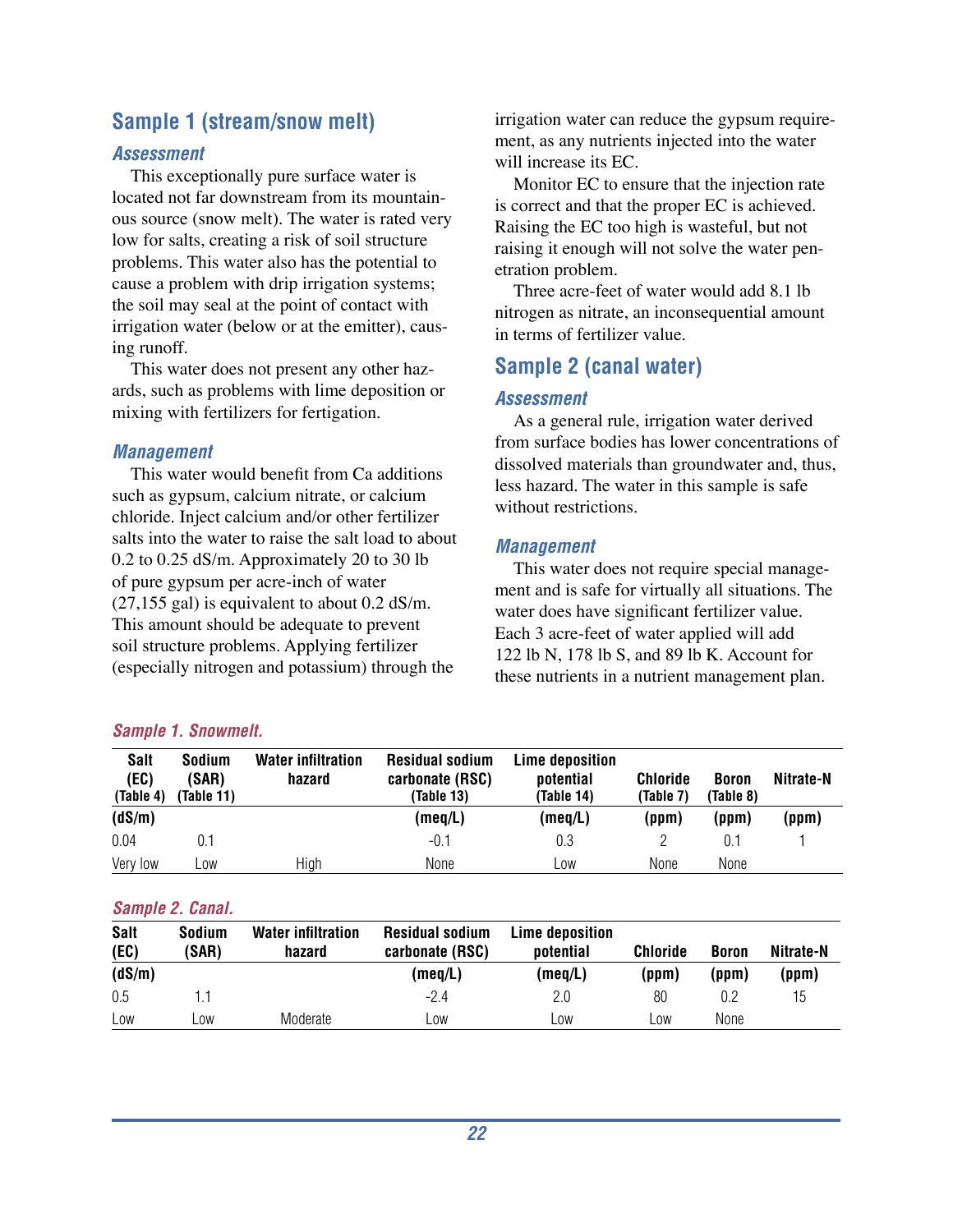## Sample 1 (stream/snow melt)

### Assessment

This exceptionally pure surface water is located not far downstream from its mountainous source (snow melt). The water is rated very low for salts, creating a risk of soil structure problems. This water also has the potential to cause a problem with drip irrigation systems; the soil may seal at the point of contact with irrigation water (below or at the emitter), causing runoff.

This water does not present any other hazards, such as problems with lime deposition or mixing with fertilizers for fertigation.

### Management

This water would benefit from Ca additions such as gypsum, calcium nitrate, or calcium chloride. Inject calcium and/or other fertilizer salts into the water to raise the salt load to about 0.2 to 0.25 dS/m. Approximately 20 to 30 lb of pure gypsum per acre-inch of water (27,155 gal) is equivalent to about 0.2 dS/m. This amount should be adequate to prevent soil structure problems. Applying fertilizer (especially nitrogen and potassium) through the irrigation water can reduce the gypsum requirement, as any nutrients injected into the water will increase its EC.

Monitor EC to ensure that the injection rate is correct and that the proper EC is achieved. Raising the EC too high is wasteful, but not raising it enough will not solve the water penetration problem.

Three acre-feet of water would add 8.1 lb nitrogen as nitrate, an inconsequential amount in terms of fertilizer value.

## Sample 2 (canal water)

### Assessment

As a general rule, irrigation water derived from surface bodies has lower concentrations of dissolved materials than groundwater and, thus, less hazard. The water in this sample is safe without restrictions.

### Management

This water does not require special management and is safe for virtually all situations. The water does have significant fertilizer value. Each 3 acre-feet of water applied will add 122 lb N, 178 lb S, and 89 lb K. Account for these nutrients in a nutrient management plan.

*Sample 1. Snowmelt.*

| Salt (EC) (Table 4) | Sodium (SAR) (Table 11) | Water infiltration hazard | Residual sodium carbonate (RSC) (Table 13) | Lime deposition potential (Table 14) | Chloride (Table 7) | Boron (Table 8) | Nitrate-N |
|---|---|---|---|---|---|---|---|
| (dS/m) | | | (meq/L) | (meq/L) | (ppm) | (ppm) | (ppm) |
| 0.04 | 0.1 | | -0.1 | 0.3 | 2 | 0.1 | 1 |
| Very low | Low | High | None | Low | None | None | |

*Sample 2. Canal.*

| Salt (EC) | Sodium (SAR) | Water infiltration hazard | Residual sodium carbonate (RSC) | Lime deposition potential | Chloride | Boron | Nitrate-N |
|---|---|---|---|---|---|---|---|
| (dS/m) | | | (meq/L) | (meq/L) | (ppm) | (ppm) | (ppm) |
| 0.5 | 1.1 | | -2.4 | 2.0 | 80 | 0.2 | 15 |
| Low | Low | Moderate | Low | Low | Low | None | |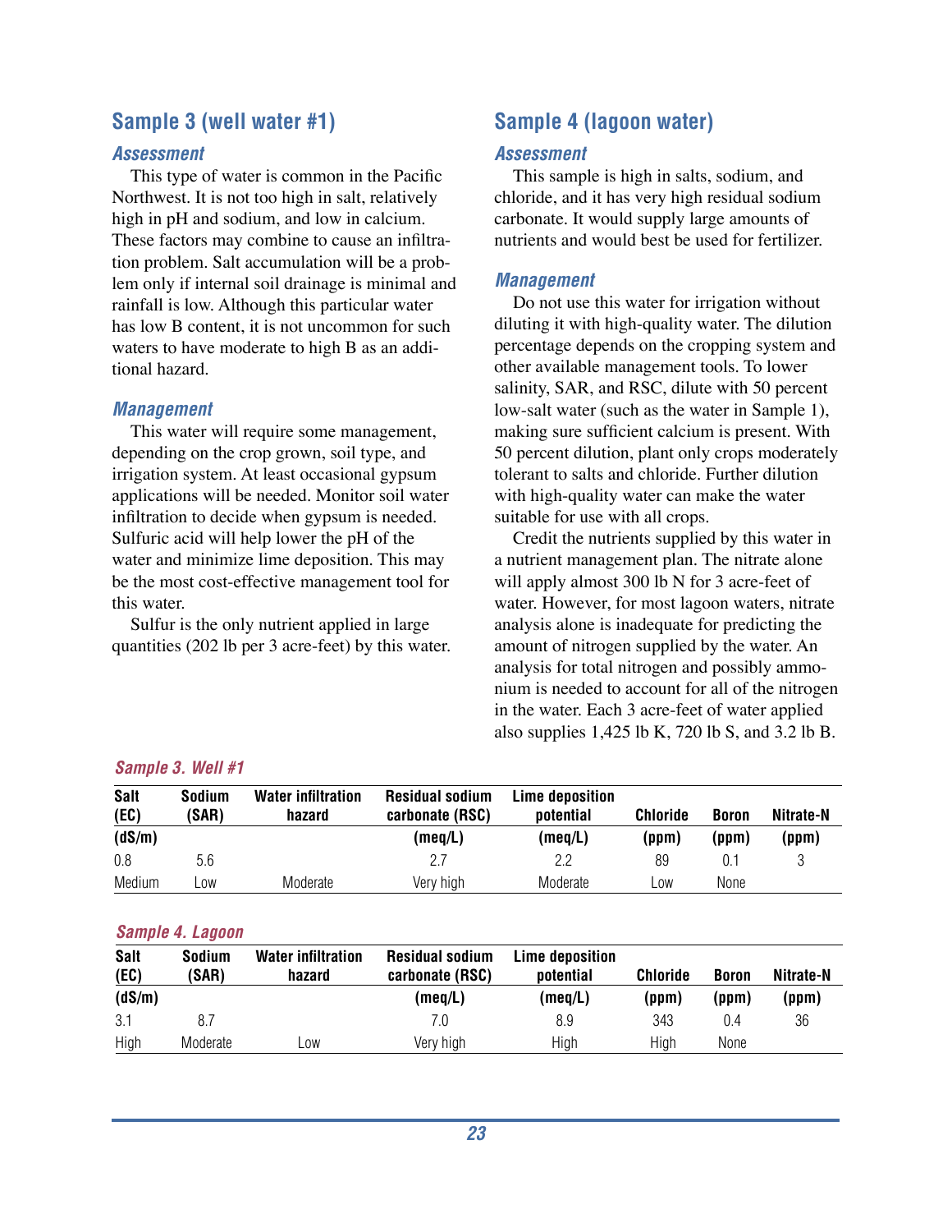## Sample 3 (well water #1)

### Assessment

This type of water is common in the Pacific Northwest. It is not too high in salt, relatively high in pH and sodium, and low in calcium. These factors may combine to cause an infiltration problem. Salt accumulation will be a problem only if internal soil drainage is minimal and rainfall is low. Although this particular water has low B content, it is not uncommon for such waters to have moderate to high B as an additional hazard.

### Management

This water will require some management, depending on the crop grown, soil type, and irrigation system. At least occasional gypsum applications will be needed. Monitor soil water infiltration to decide when gypsum is needed. Sulfuric acid will help lower the pH of the water and minimize lime deposition. This may be the most cost-effective management tool for this water.

Sulfur is the only nutrient applied in large quantities (202 lb per 3 acre-feet) by this water.

## Sample 4 (lagoon water)

### Assessment

This sample is high in salts, sodium, and chloride, and it has very high residual sodium carbonate. It would supply large amounts of nutrients and would best be used for fertilizer.

### Management

Do not use this water for irrigation without diluting it with high-quality water. The dilution percentage depends on the cropping system and other available management tools. To lower salinity, SAR, and RSC, dilute with 50 percent low-salt water (such as the water in Sample 1), making sure sufficient calcium is present. With 50 percent dilution, plant only crops moderately tolerant to salts and chloride. Further dilution with high-quality water can make the water suitable for use with all crops.

Credit the nutrients supplied by this water in a nutrient management plan. The nitrate alone will apply almost 300 lb N for 3 acre-feet of water. However, for most lagoon waters, nitrate analysis alone is inadequate for predicting the amount of nitrogen supplied by the water. An analysis for total nitrogen and possibly ammonium is needed to account for all of the nitrogen in the water. Each 3 acre-feet of water applied also supplies 1,425 lb K, 720 lb S, and 3.2 lb B.

***Sample 3. Well #1***

| Salt (EC) | Sodium (SAR) | Water infiltration hazard | Residual sodium carbonate (RSC) | Lime deposition potential | Chloride | Boron | Nitrate-N |
|---|---|---|---|---|---|---|---|
| (dS/m) | | | (meq/L) | (meq/L) | (ppm) | (ppm) | (ppm) |
| 0.8 | 5.6 | | 2.7 | 2.2 | 89 | 0.1 | 3 |
| Medium | Low | Moderate | Very high | Moderate | Low | None | |

***Sample 4. Lagoon***

| Salt (EC) | Sodium (SAR) | Water infiltration hazard | Residual sodium carbonate (RSC) | Lime deposition potential | Chloride | Boron | Nitrate-N |
|---|---|---|---|---|---|---|---|
| (dS/m) | | | (meq/L) | (meq/L) | (ppm) | (ppm) | (ppm) |
| 3.1 | 8.7 | | 7.0 | 8.9 | 343 | 0.4 | 36 |
| High | Moderate | Low | Very high | High | High | None | |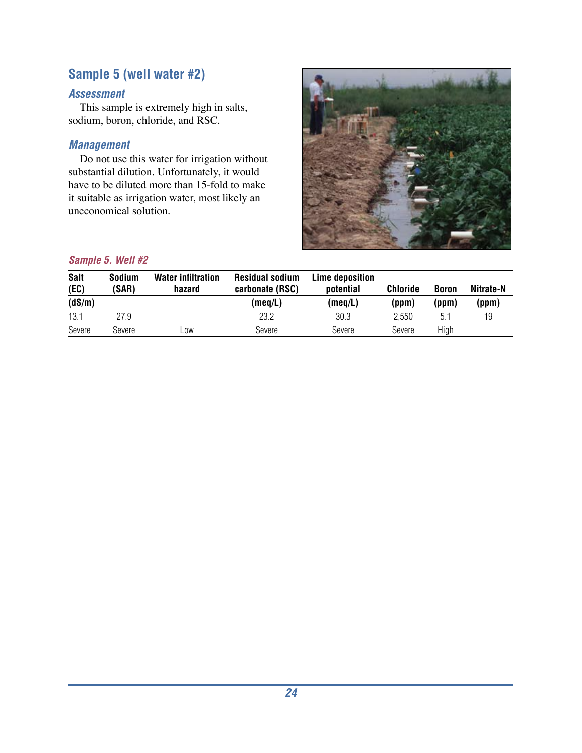## Sample 5 (well water #2)

### *Assessment*

This sample is extremely high in salts, sodium, boron, chloride, and RSC.

### *Management*

Do not use this water for irrigation without substantial dilution. Unfortunately, it would have to be diluted more than 15-fold to make it suitable as irrigation water, most likely an uneconomical solution.

***Sample 5. Well #2***

| Salt (EC) | Sodium (SAR) | Water infiltration hazard | Residual sodium carbonate (RSC) | Lime deposition potential | Chloride | Boron | Nitrate-N |
|---|---|---|---|---|---|---|---|
| (dS/m) | | | (meq/L) | (meq/L) | (ppm) | (ppm) | (ppm) |
| 13.1 | 27.9 | | 23.2 | 30.3 | 2,550 | 5.1 | 19 |
| Severe | Severe | Low | Severe | Severe | Severe | High | |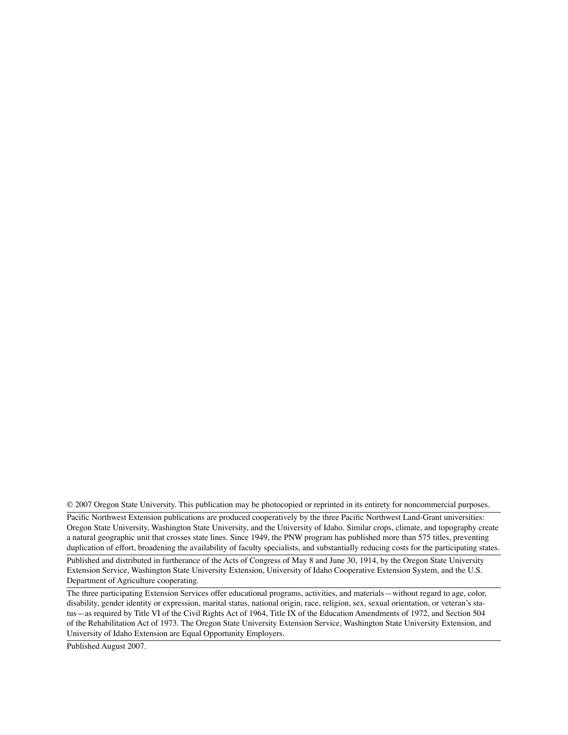© 2007 Oregon State University. This publication may be photocopied or reprinted in its entirety for noncommercial purposes.

Pacific Northwest Extension publications are produced cooperatively by the three Pacific Northwest Land-Grant universities: Oregon State University, Washington State University, and the University of Idaho. Similar crops, climate, and topography create a natural geographic unit that crosses state lines. Since 1949, the PNW program has published more than 575 titles, preventing duplication of effort, broadening the availability of faculty specialists, and substantially reducing costs for the participating states.

Published and distributed in furtherance of the Acts of Congress of May 8 and June 30, 1914, by the Oregon State University Extension Service, Washington State University Extension, University of Idaho Cooperative Extension System, and the U.S. Department of Agriculture cooperating.

The three participating Extension Services offer educational programs, activities, and materials—without regard to age, color, disability, gender identity or expression, marital status, national origin, race, religion, sex, sexual orientation, or veteran's status—as required by Title VI of the Civil Rights Act of 1964, Title IX of the Education Amendments of 1972, and Section 504 of the Rehabilitation Act of 1973. The Oregon State University Extension Service, Washington State University Extension, and University of Idaho Extension are Equal Opportunity Employers.

Published August 2007.